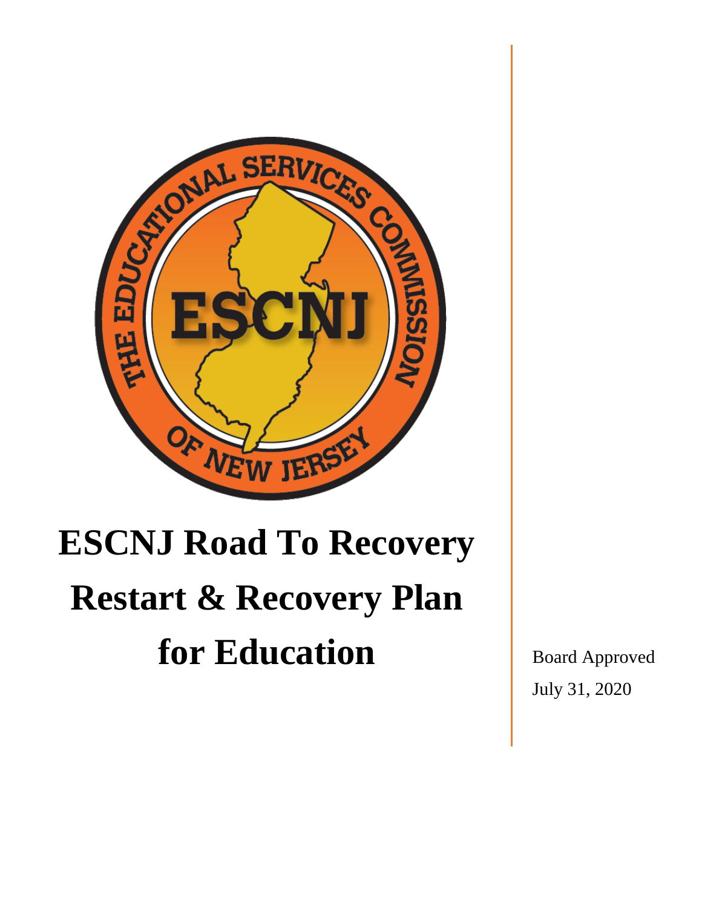# ESCNJ Road To Recovery Restart & Recovery Plan for Education

Board Approved

July 31, 2020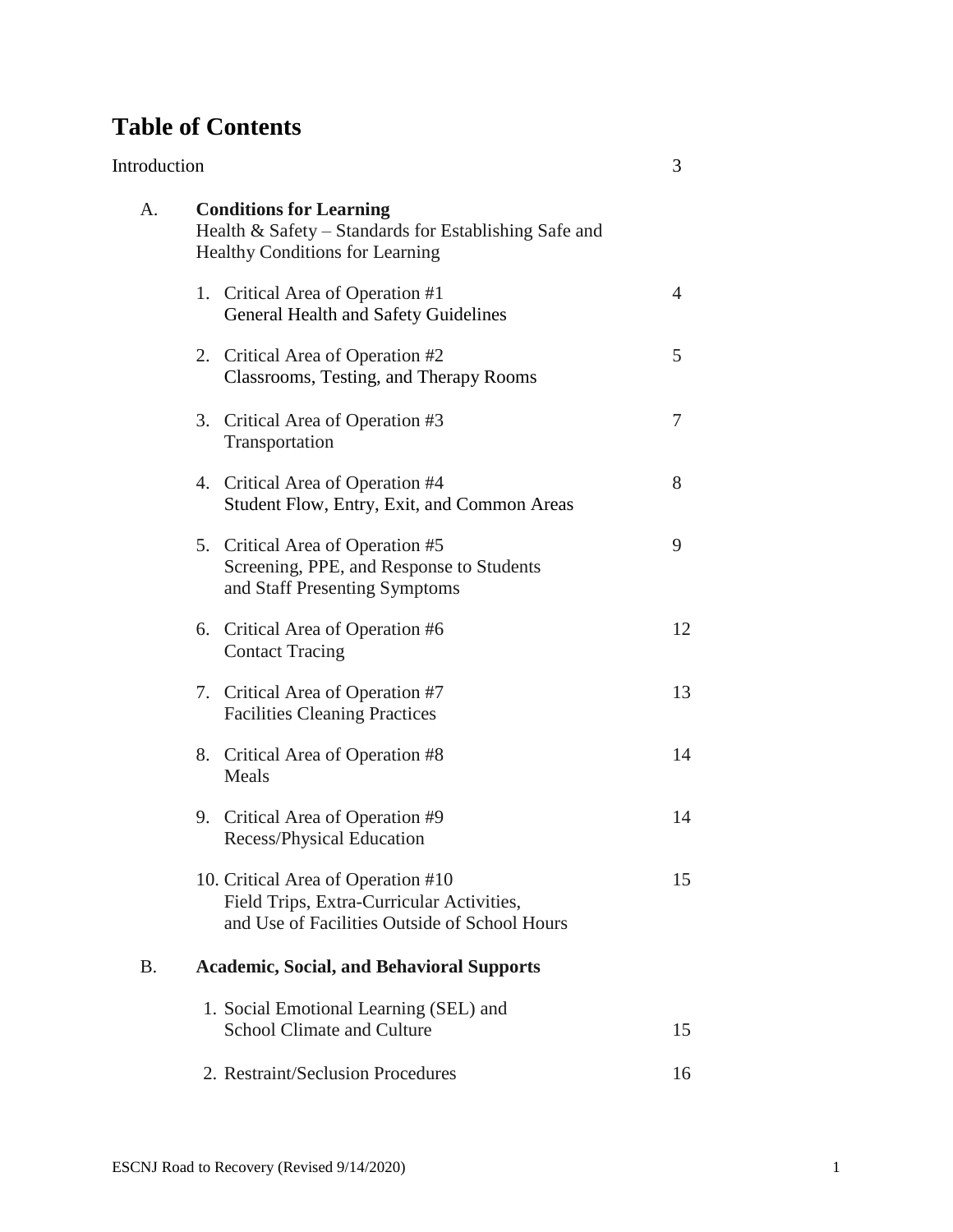# Table of Contents

Introduction 3

A. **Conditions for Learning**
Health & Safety – Standards for Establishing Safe and Healthy Conditions for Learning

1. Critical Area of Operation #1 — 4
   General Health and Safety Guidelines
2. Critical Area of Operation #2 — 5
   Classrooms, Testing, and Therapy Rooms
3. Critical Area of Operation #3 — 7
   Transportation
4. Critical Area of Operation #4 — 8
   Student Flow, Entry, Exit, and Common Areas
5. Critical Area of Operation #5 — 9
   Screening, PPE, and Response to Students and Staff Presenting Symptoms
6. Critical Area of Operation #6 — 12
   Contact Tracing
7. Critical Area of Operation #7 — 13
   Facilities Cleaning Practices
8. Critical Area of Operation #8 — 14
   Meals
9. Critical Area of Operation #9 — 14
   Recess/Physical Education
10. Critical Area of Operation #10 — 15
    Field Trips, Extra-Curricular Activities, and Use of Facilities Outside of School Hours

B. **Academic, Social, and Behavioral Supports**

1. Social Emotional Learning (SEL) and School Climate and Culture — 15
2. Restraint/Seclusion Procedures — 16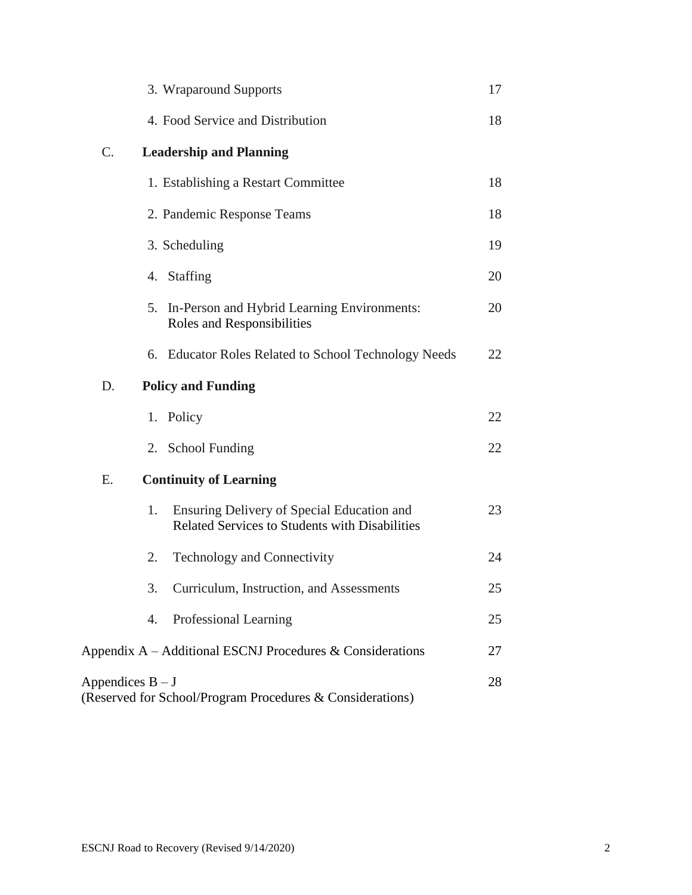| | | |
|---|---|---|
| | 3. Wraparound Supports | 17 |
| | 4. Food Service and Distribution | 18 |
| C. | **Leadership and Planning** | |
| | 1. Establishing a Restart Committee | 18 |
| | 2. Pandemic Response Teams | 18 |
| | 3. Scheduling | 19 |
| | 4. Staffing | 20 |
| | 5. In-Person and Hybrid Learning Environments: Roles and Responsibilities | 20 |
| | 6. Educator Roles Related to School Technology Needs | 22 |
| D. | **Policy and Funding** | |
| | 1. Policy | 22 |
| | 2. School Funding | 22 |
| E. | **Continuity of Learning** | |
| | 1. Ensuring Delivery of Special Education and Related Services to Students with Disabilities | 23 |
| | 2. Technology and Connectivity | 24 |
| | 3. Curriculum, Instruction, and Assessments | 25 |
| | 4. Professional Learning | 25 |

Appendix A – Additional ESCNJ Procedures & Considerations 27

Appendices B – J (Reserved for School/Program Procedures & Considerations) 28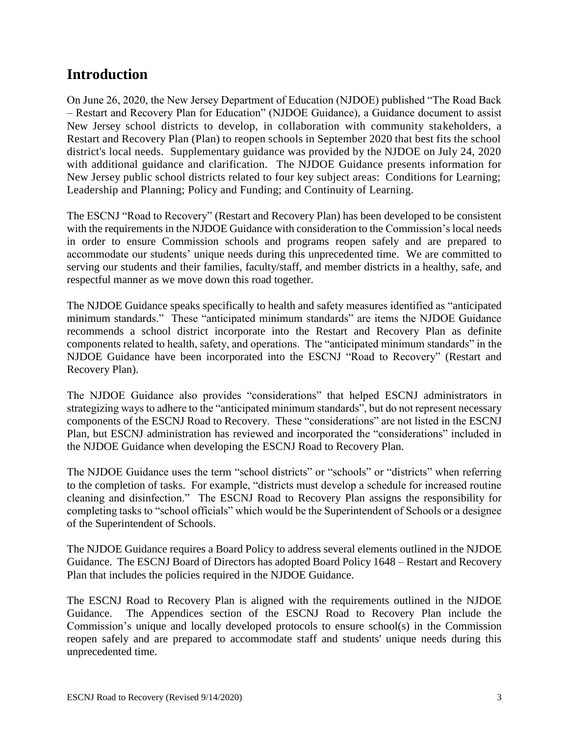## Introduction

On June 26, 2020, the New Jersey Department of Education (NJDOE) published "The Road Back – Restart and Recovery Plan for Education" (NJDOE Guidance), a Guidance document to assist New Jersey school districts to develop, in collaboration with community stakeholders, a Restart and Recovery Plan (Plan) to reopen schools in September 2020 that best fits the school district's local needs. Supplementary guidance was provided by the NJDOE on July 24, 2020 with additional guidance and clarification. The NJDOE Guidance presents information for New Jersey public school districts related to four key subject areas: Conditions for Learning; Leadership and Planning; Policy and Funding; and Continuity of Learning.

The ESCNJ "Road to Recovery" (Restart and Recovery Plan) has been developed to be consistent with the requirements in the NJDOE Guidance with consideration to the Commission's local needs in order to ensure Commission schools and programs reopen safely and are prepared to accommodate our students' unique needs during this unprecedented time. We are committed to serving our students and their families, faculty/staff, and member districts in a healthy, safe, and respectful manner as we move down this road together.

The NJDOE Guidance speaks specifically to health and safety measures identified as "anticipated minimum standards." These "anticipated minimum standards" are items the NJDOE Guidance recommends a school district incorporate into the Restart and Recovery Plan as definite components related to health, safety, and operations. The "anticipated minimum standards" in the NJDOE Guidance have been incorporated into the ESCNJ "Road to Recovery" (Restart and Recovery Plan).

The NJDOE Guidance also provides "considerations" that helped ESCNJ administrators in strategizing ways to adhere to the "anticipated minimum standards", but do not represent necessary components of the ESCNJ Road to Recovery. These "considerations" are not listed in the ESCNJ Plan, but ESCNJ administration has reviewed and incorporated the "considerations" included in the NJDOE Guidance when developing the ESCNJ Road to Recovery Plan.

The NJDOE Guidance uses the term "school districts" or "schools" or "districts" when referring to the completion of tasks. For example, "districts must develop a schedule for increased routine cleaning and disinfection." The ESCNJ Road to Recovery Plan assigns the responsibility for completing tasks to "school officials" which would be the Superintendent of Schools or a designee of the Superintendent of Schools.

The NJDOE Guidance requires a Board Policy to address several elements outlined in the NJDOE Guidance. The ESCNJ Board of Directors has adopted Board Policy 1648 – Restart and Recovery Plan that includes the policies required in the NJDOE Guidance.

The ESCNJ Road to Recovery Plan is aligned with the requirements outlined in the NJDOE Guidance. The Appendices section of the ESCNJ Road to Recovery Plan include the Commission's unique and locally developed protocols to ensure school(s) in the Commission reopen safely and are prepared to accommodate staff and students' unique needs during this unprecedented time.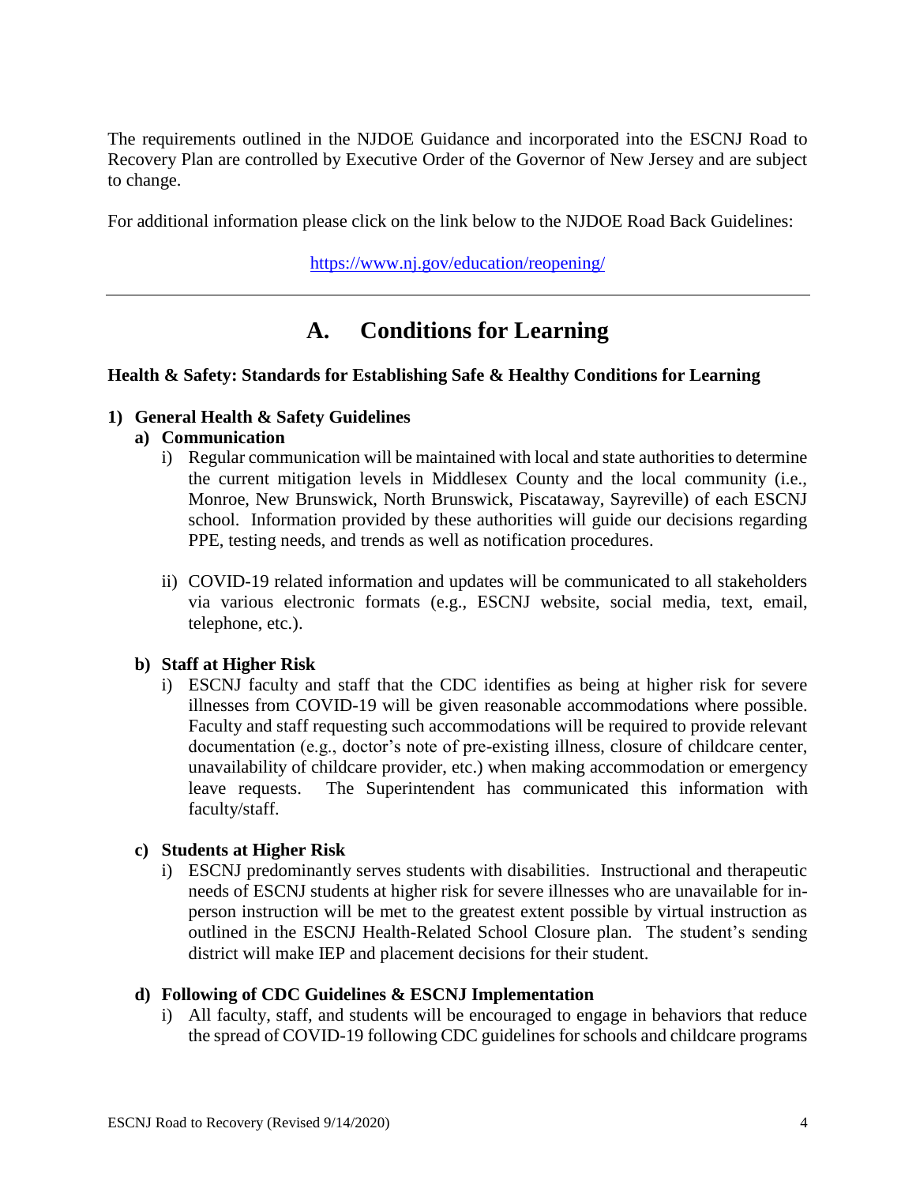The requirements outlined in the NJDOE Guidance and incorporated into the ESCNJ Road to Recovery Plan are controlled by Executive Order of the Governor of New Jersey and are subject to change.

For additional information please click on the link below to the NJDOE Road Back Guidelines:

https://www.nj.gov/education/reopening/

---

# A. Conditions for Learning

**Health & Safety: Standards for Establishing Safe & Healthy Conditions for Learning**

**1) General Health & Safety Guidelines**

**a) Communication**

i) Regular communication will be maintained with local and state authorities to determine the current mitigation levels in Middlesex County and the local community (i.e., Monroe, New Brunswick, North Brunswick, Piscataway, Sayreville) of each ESCNJ school. Information provided by these authorities will guide our decisions regarding PPE, testing needs, and trends as well as notification procedures.

ii) COVID-19 related information and updates will be communicated to all stakeholders via various electronic formats (e.g., ESCNJ website, social media, text, email, telephone, etc.).

**b) Staff at Higher Risk**

i) ESCNJ faculty and staff that the CDC identifies as being at higher risk for severe illnesses from COVID-19 will be given reasonable accommodations where possible. Faculty and staff requesting such accommodations will be required to provide relevant documentation (e.g., doctor's note of pre-existing illness, closure of childcare center, unavailability of childcare provider, etc.) when making accommodation or emergency leave requests. The Superintendent has communicated this information with faculty/staff.

**c) Students at Higher Risk**

i) ESCNJ predominantly serves students with disabilities. Instructional and therapeutic needs of ESCNJ students at higher risk for severe illnesses who are unavailable for in-person instruction will be met to the greatest extent possible by virtual instruction as outlined in the ESCNJ Health-Related School Closure plan. The student's sending district will make IEP and placement decisions for their student.

**d) Following of CDC Guidelines & ESCNJ Implementation**

i) All faculty, staff, and students will be encouraged to engage in behaviors that reduce the spread of COVID-19 following CDC guidelines for schools and childcare programs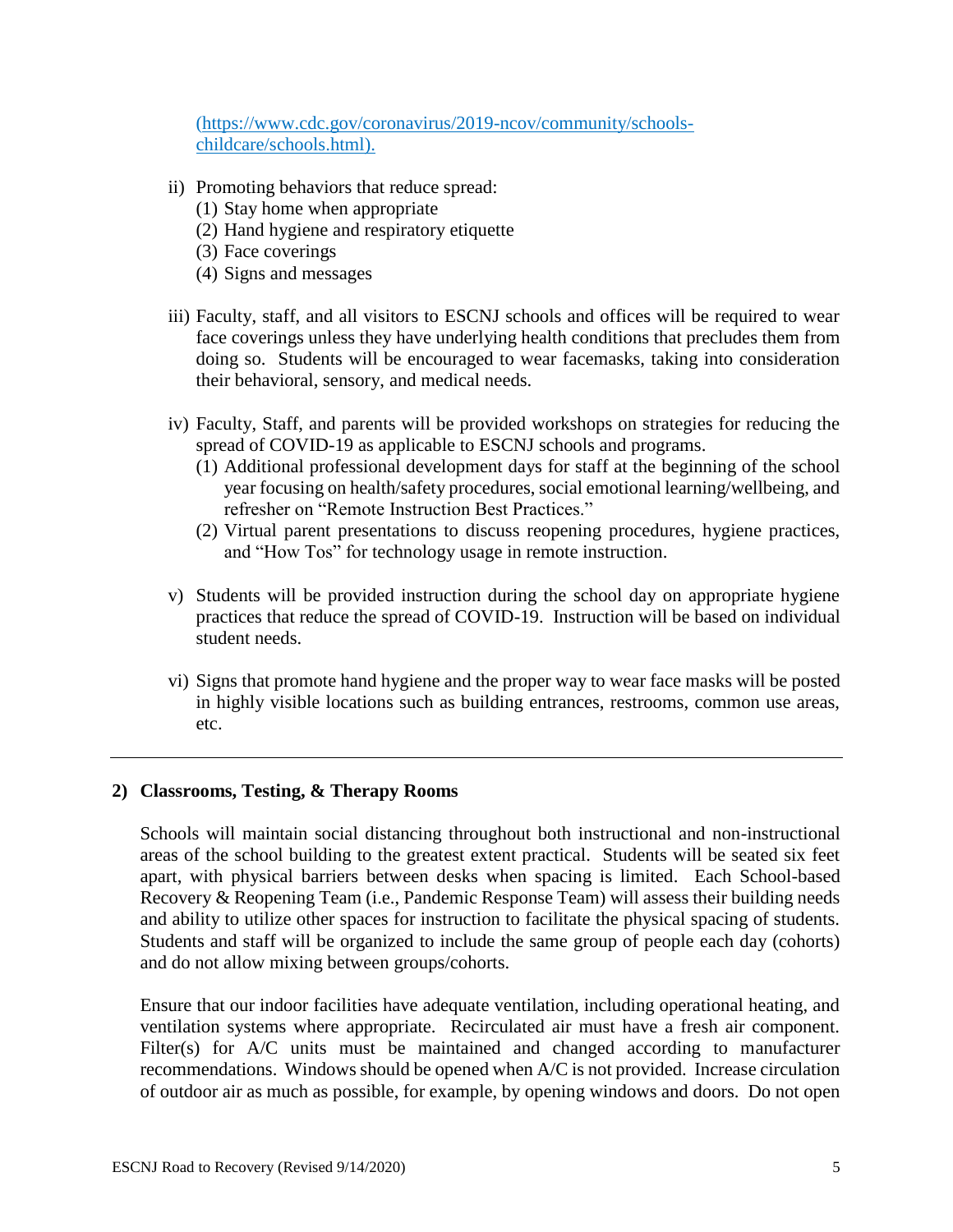(https://www.cdc.gov/coronavirus/2019-ncov/community/schools-childcare/schools.html).

ii) Promoting behaviors that reduce spread:
   (1) Stay home when appropriate
   (2) Hand hygiene and respiratory etiquette
   (3) Face coverings
   (4) Signs and messages

iii) Faculty, staff, and all visitors to ESCNJ schools and offices will be required to wear face coverings unless they have underlying health conditions that precludes them from doing so. Students will be encouraged to wear facemasks, taking into consideration their behavioral, sensory, and medical needs.

iv) Faculty, Staff, and parents will be provided workshops on strategies for reducing the spread of COVID-19 as applicable to ESCNJ schools and programs.
   (1) Additional professional development days for staff at the beginning of the school year focusing on health/safety procedures, social emotional learning/wellbeing, and refresher on "Remote Instruction Best Practices."
   (2) Virtual parent presentations to discuss reopening procedures, hygiene practices, and "How Tos" for technology usage in remote instruction.

v) Students will be provided instruction during the school day on appropriate hygiene practices that reduce the spread of COVID-19. Instruction will be based on individual student needs.

vi) Signs that promote hand hygiene and the proper way to wear face masks will be posted in highly visible locations such as building entrances, restrooms, common use areas, etc.

---

### 2) Classrooms, Testing, & Therapy Rooms

Schools will maintain social distancing throughout both instructional and non-instructional areas of the school building to the greatest extent practical. Students will be seated six feet apart, with physical barriers between desks when spacing is limited. Each School-based Recovery & Reopening Team (i.e., Pandemic Response Team) will assess their building needs and ability to utilize other spaces for instruction to facilitate the physical spacing of students. Students and staff will be organized to include the same group of people each day (cohorts) and do not allow mixing between groups/cohorts.

Ensure that our indoor facilities have adequate ventilation, including operational heating, and ventilation systems where appropriate. Recirculated air must have a fresh air component. Filter(s) for A/C units must be maintained and changed according to manufacturer recommendations. Windows should be opened when A/C is not provided. Increase circulation of outdoor air as much as possible, for example, by opening windows and doors. Do not open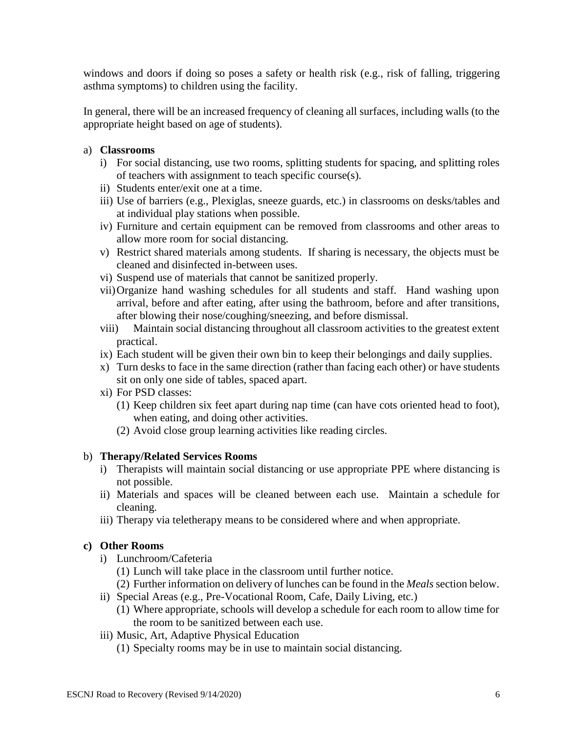windows and doors if doing so poses a safety or health risk (e.g., risk of falling, triggering asthma symptoms) to children using the facility.

In general, there will be an increased frequency of cleaning all surfaces, including walls (to the appropriate height based on age of students).

a) **Classrooms**
   - i) For social distancing, use two rooms, splitting students for spacing, and splitting roles of teachers with assignment to teach specific course(s).
   - ii) Students enter/exit one at a time.
   - iii) Use of barriers (e.g., Plexiglas, sneeze guards, etc.) in classrooms on desks/tables and at individual play stations when possible.
   - iv) Furniture and certain equipment can be removed from classrooms and other areas to allow more room for social distancing.
   - v) Restrict shared materials among students. If sharing is necessary, the objects must be cleaned and disinfected in-between uses.
   - vi) Suspend use of materials that cannot be sanitized properly.
   - vii) Organize hand washing schedules for all students and staff. Hand washing upon arrival, before and after eating, after using the bathroom, before and after transitions, after blowing their nose/coughing/sneezing, and before dismissal.
   - viii) Maintain social distancing throughout all classroom activities to the greatest extent practical.
   - ix) Each student will be given their own bin to keep their belongings and daily supplies.
   - x) Turn desks to face in the same direction (rather than facing each other) or have students sit on only one side of tables, spaced apart.
   - xi) For PSD classes:
     - (1) Keep children six feet apart during nap time (can have cots oriented head to foot), when eating, and doing other activities.
     - (2) Avoid close group learning activities like reading circles.

b) **Therapy/Related Services Rooms**
   - i) Therapists will maintain social distancing or use appropriate PPE where distancing is not possible.
   - ii) Materials and spaces will be cleaned between each use. Maintain a schedule for cleaning.
   - iii) Therapy via teletherapy means to be considered where and when appropriate.

**c) Other Rooms**
   - i) Lunchroom/Cafeteria
     - (1) Lunch will take place in the classroom until further notice.
     - (2) Further information on delivery of lunches can be found in the *Meals* section below.
   - ii) Special Areas (e.g., Pre-Vocational Room, Cafe, Daily Living, etc.)
     - (1) Where appropriate, schools will develop a schedule for each room to allow time for the room to be sanitized between each use.
   - iii) Music, Art, Adaptive Physical Education
     - (1) Specialty rooms may be in use to maintain social distancing.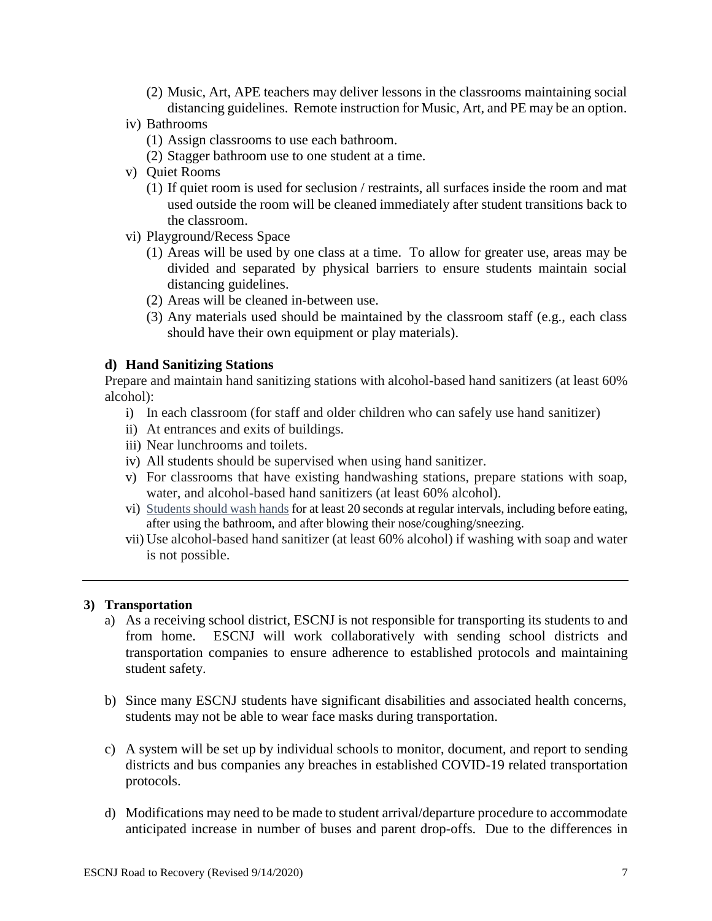(2) Music, Art, APE teachers may deliver lessons in the classrooms maintaining social distancing guidelines. Remote instruction for Music, Art, and PE may be an option.

iv) Bathrooms
   (1) Assign classrooms to use each bathroom.
   (2) Stagger bathroom use to one student at a time.

v) Quiet Rooms
   (1) If quiet room is used for seclusion / restraints, all surfaces inside the room and mat used outside the room will be cleaned immediately after student transitions back to the classroom.

vi) Playground/Recess Space
   (1) Areas will be used by one class at a time. To allow for greater use, areas may be divided and separated by physical barriers to ensure students maintain social distancing guidelines.
   (2) Areas will be cleaned in-between use.
   (3) Any materials used should be maintained by the classroom staff (e.g., each class should have their own equipment or play materials).

**d) Hand Sanitizing Stations**

Prepare and maintain hand sanitizing stations with alcohol-based hand sanitizers (at least 60% alcohol):

i) In each classroom (for staff and older children who can safely use hand sanitizer)
ii) At entrances and exits of buildings.
iii) Near lunchrooms and toilets.
iv) All students should be supervised when using hand sanitizer.
v) For classrooms that have existing handwashing stations, prepare stations with soap, water, and alcohol-based hand sanitizers (at least 60% alcohol).
vi) Students should wash hands for at least 20 seconds at regular intervals, including before eating, after using the bathroom, and after blowing their nose/coughing/sneezing.
vii) Use alcohol-based hand sanitizer (at least 60% alcohol) if washing with soap and water is not possible.

---

**3) Transportation**

a) As a receiving school district, ESCNJ is not responsible for transporting its students to and from home. ESCNJ will work collaboratively with sending school districts and transportation companies to ensure adherence to established protocols and maintaining student safety.

b) Since many ESCNJ students have significant disabilities and associated health concerns, students may not be able to wear face masks during transportation.

c) A system will be set up by individual schools to monitor, document, and report to sending districts and bus companies any breaches in established COVID-19 related transportation protocols.

d) Modifications may need to be made to student arrival/departure procedure to accommodate anticipated increase in number of buses and parent drop-offs. Due to the differences in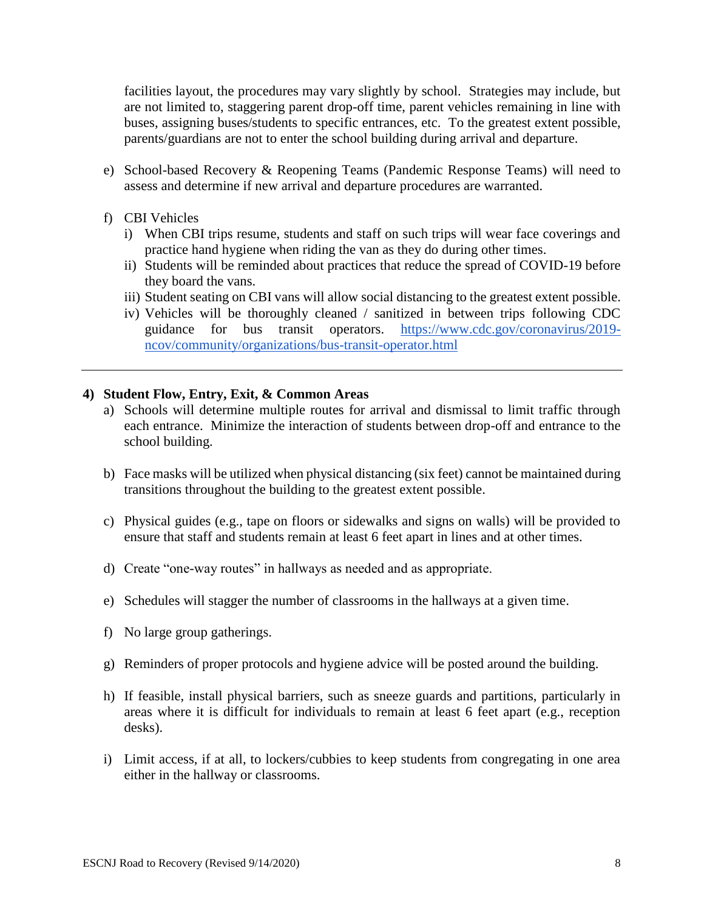facilities layout, the procedures may vary slightly by school. Strategies may include, but are not limited to, staggering parent drop-off time, parent vehicles remaining in line with buses, assigning buses/students to specific entrances, etc. To the greatest extent possible, parents/guardians are not to enter the school building during arrival and departure.

e) School-based Recovery & Reopening Teams (Pandemic Response Teams) will need to assess and determine if new arrival and departure procedures are warranted.

f) CBI Vehicles
   i) When CBI trips resume, students and staff on such trips will wear face coverings and practice hand hygiene when riding the van as they do during other times.
   ii) Students will be reminded about practices that reduce the spread of COVID-19 before they board the vans.
   iii) Student seating on CBI vans will allow social distancing to the greatest extent possible.
   iv) Vehicles will be thoroughly cleaned / sanitized in between trips following CDC guidance for bus transit operators. [https://www.cdc.gov/coronavirus/2019-ncov/community/organizations/bus-transit-operator.html](https://www.cdc.gov/coronavirus/2019-ncov/community/organizations/bus-transit-operator.html)

---

**4) Student Flow, Entry, Exit, & Common Areas**

a) Schools will determine multiple routes for arrival and dismissal to limit traffic through each entrance. Minimize the interaction of students between drop-off and entrance to the school building.

b) Face masks will be utilized when physical distancing (six feet) cannot be maintained during transitions throughout the building to the greatest extent possible.

c) Physical guides (e.g., tape on floors or sidewalks and signs on walls) will be provided to ensure that staff and students remain at least 6 feet apart in lines and at other times.

d) Create "one-way routes" in hallways as needed and as appropriate.

e) Schedules will stagger the number of classrooms in the hallways at a given time.

f) No large group gatherings.

g) Reminders of proper protocols and hygiene advice will be posted around the building.

h) If feasible, install physical barriers, such as sneeze guards and partitions, particularly in areas where it is difficult for individuals to remain at least 6 feet apart (e.g., reception desks).

i) Limit access, if at all, to lockers/cubbies to keep students from congregating in one area either in the hallway or classrooms.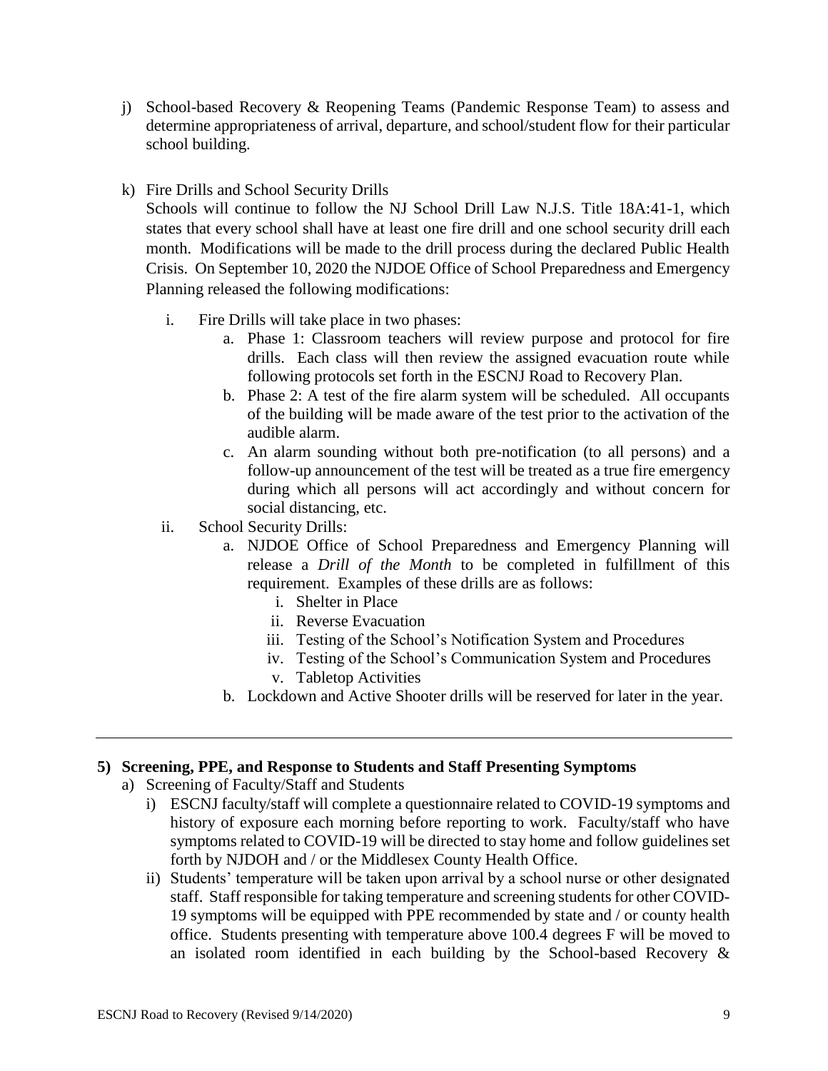j) School-based Recovery & Reopening Teams (Pandemic Response Team) to assess and determine appropriateness of arrival, departure, and school/student flow for their particular school building.

k) Fire Drills and School Security Drills

   Schools will continue to follow the NJ School Drill Law N.J.S. Title 18A:41-1, which states that every school shall have at least one fire drill and one school security drill each month. Modifications will be made to the drill process during the declared Public Health Crisis. On September 10, 2020 the NJDOE Office of School Preparedness and Emergency Planning released the following modifications:

   i. Fire Drills will take place in two phases:
      a. Phase 1: Classroom teachers will review purpose and protocol for fire drills. Each class will then review the assigned evacuation route while following protocols set forth in the ESCNJ Road to Recovery Plan.
      b. Phase 2: A test of the fire alarm system will be scheduled. All occupants of the building will be made aware of the test prior to the activation of the audible alarm.
      c. An alarm sounding without both pre-notification (to all persons) and a follow-up announcement of the test will be treated as a true fire emergency during which all persons will act accordingly and without concern for social distancing, etc.

   ii. School Security Drills:
      a. NJDOE Office of School Preparedness and Emergency Planning will release a *Drill of the Month* to be completed in fulfillment of this requirement. Examples of these drills are as follows:
         i. Shelter in Place
         ii. Reverse Evacuation
         iii. Testing of the School's Notification System and Procedures
         iv. Testing of the School's Communication System and Procedures
         v. Tabletop Activities
      b. Lockdown and Active Shooter drills will be reserved for later in the year.

---

**5) Screening, PPE, and Response to Students and Staff Presenting Symptoms**

a) Screening of Faculty/Staff and Students

   i) ESCNJ faculty/staff will complete a questionnaire related to COVID-19 symptoms and history of exposure each morning before reporting to work. Faculty/staff who have symptoms related to COVID-19 will be directed to stay home and follow guidelines set forth by NJDOH and / or the Middlesex County Health Office.

   ii) Students' temperature will be taken upon arrival by a school nurse or other designated staff. Staff responsible for taking temperature and screening students for other COVID-19 symptoms will be equipped with PPE recommended by state and / or county health office. Students presenting with temperature above 100.4 degrees F will be moved to an isolated room identified in each building by the School-based Recovery &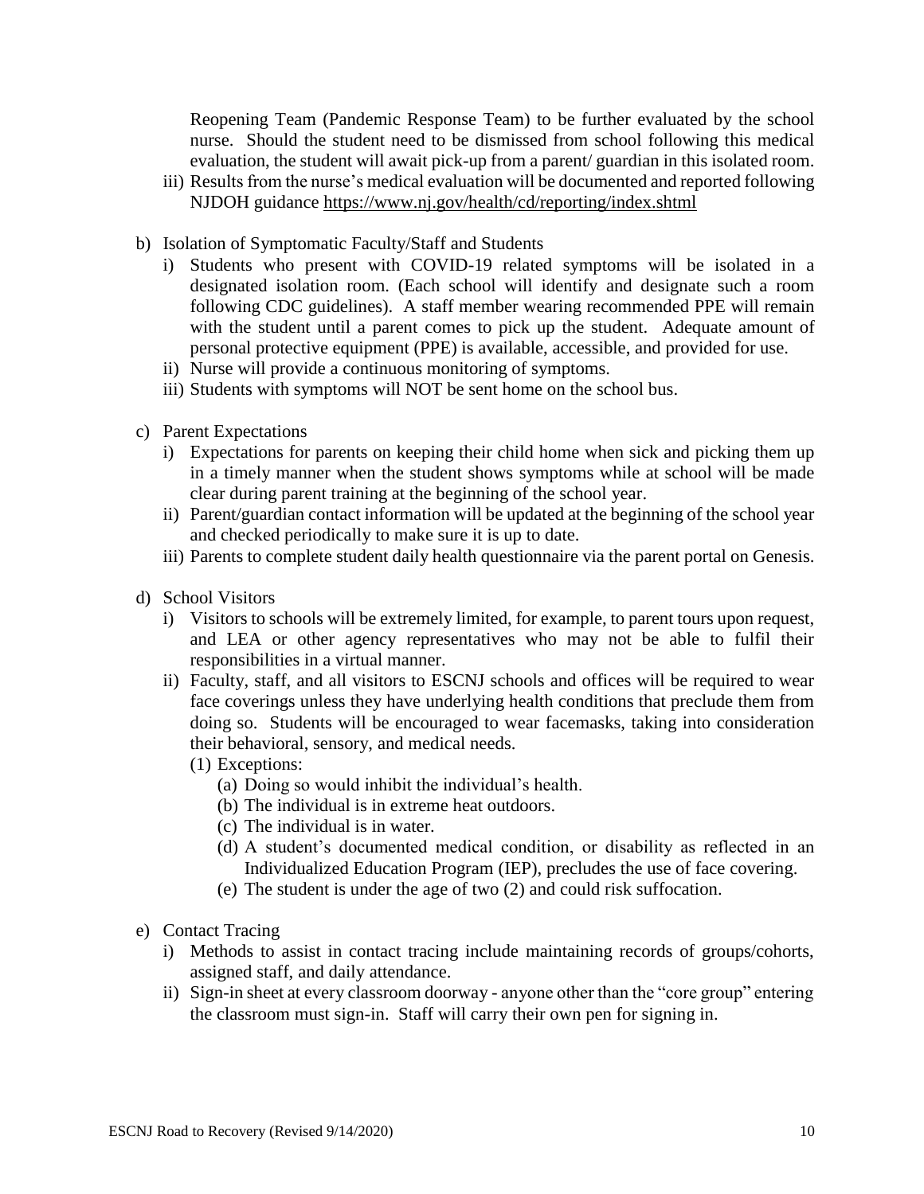Reopening Team (Pandemic Response Team) to be further evaluated by the school nurse. Should the student need to be dismissed from school following this medical evaluation, the student will await pick-up from a parent/ guardian in this isolated room.

iii) Results from the nurse's medical evaluation will be documented and reported following NJDOH guidance https://www.nj.gov/health/cd/reporting/index.shtml

b) Isolation of Symptomatic Faculty/Staff and Students
   - i) Students who present with COVID-19 related symptoms will be isolated in a designated isolation room. (Each school will identify and designate such a room following CDC guidelines). A staff member wearing recommended PPE will remain with the student until a parent comes to pick up the student. Adequate amount of personal protective equipment (PPE) is available, accessible, and provided for use.
   - ii) Nurse will provide a continuous monitoring of symptoms.
   - iii) Students with symptoms will NOT be sent home on the school bus.

c) Parent Expectations
   - i) Expectations for parents on keeping their child home when sick and picking them up in a timely manner when the student shows symptoms while at school will be made clear during parent training at the beginning of the school year.
   - ii) Parent/guardian contact information will be updated at the beginning of the school year and checked periodically to make sure it is up to date.
   - iii) Parents to complete student daily health questionnaire via the parent portal on Genesis.

d) School Visitors
   - i) Visitors to schools will be extremely limited, for example, to parent tours upon request, and LEA or other agency representatives who may not be able to fulfil their responsibilities in a virtual manner.
   - ii) Faculty, staff, and all visitors to ESCNJ schools and offices will be required to wear face coverings unless they have underlying health conditions that preclude them from doing so. Students will be encouraged to wear facemasks, taking into consideration their behavioral, sensory, and medical needs.
     - (1) Exceptions:
       - (a) Doing so would inhibit the individual's health.
       - (b) The individual is in extreme heat outdoors.
       - (c) The individual is in water.
       - (d) A student's documented medical condition, or disability as reflected in an Individualized Education Program (IEP), precludes the use of face covering.
       - (e) The student is under the age of two (2) and could risk suffocation.

e) Contact Tracing
   - i) Methods to assist in contact tracing include maintaining records of groups/cohorts, assigned staff, and daily attendance.
   - ii) Sign-in sheet at every classroom doorway - anyone other than the "core group" entering the classroom must sign-in. Staff will carry their own pen for signing in.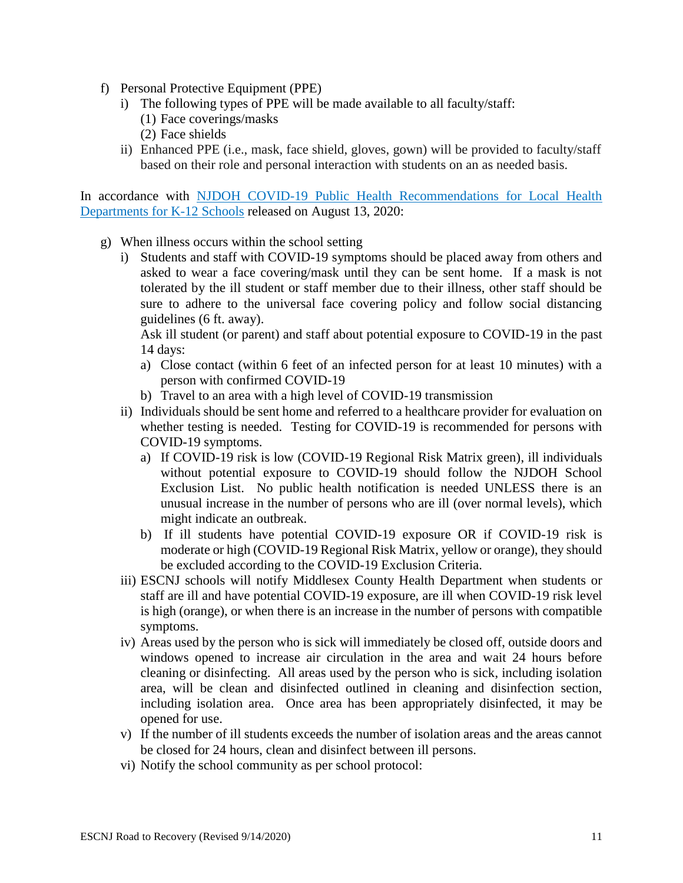f) Personal Protective Equipment (PPE)
   i) The following types of PPE will be made available to all faculty/staff:
      (1) Face coverings/masks
      (2) Face shields
   ii) Enhanced PPE (i.e., mask, face shield, gloves, gown) will be provided to faculty/staff based on their role and personal interaction with students on an as needed basis.

In accordance with [NJDOH COVID-19 Public Health Recommendations for Local Health Departments for K-12 Schools](#) released on August 13, 2020:

g) When illness occurs within the school setting
   i) Students and staff with COVID-19 symptoms should be placed away from others and asked to wear a face covering/mask until they can be sent home. If a mask is not tolerated by the ill student or staff member due to their illness, other staff should be sure to adhere to the universal face covering policy and follow social distancing guidelines (6 ft. away).
      Ask ill student (or parent) and staff about potential exposure to COVID-19 in the past 14 days:
      a) Close contact (within 6 feet of an infected person for at least 10 minutes) with a person with confirmed COVID-19
      b) Travel to an area with a high level of COVID-19 transmission
   ii) Individuals should be sent home and referred to a healthcare provider for evaluation on whether testing is needed. Testing for COVID-19 is recommended for persons with COVID-19 symptoms.
      a) If COVID-19 risk is low (COVID-19 Regional Risk Matrix green), ill individuals without potential exposure to COVID-19 should follow the NJDOH School Exclusion List. No public health notification is needed UNLESS there is an unusual increase in the number of persons who are ill (over normal levels), which might indicate an outbreak.
      b) If ill students have potential COVID-19 exposure OR if COVID-19 risk is moderate or high (COVID-19 Regional Risk Matrix, yellow or orange), they should be excluded according to the COVID-19 Exclusion Criteria.
   iii) ESCNJ schools will notify Middlesex County Health Department when students or staff are ill and have potential COVID-19 exposure, are ill when COVID-19 risk level is high (orange), or when there is an increase in the number of persons with compatible symptoms.
   iv) Areas used by the person who is sick will immediately be closed off, outside doors and windows opened to increase air circulation in the area and wait 24 hours before cleaning or disinfecting. All areas used by the person who is sick, including isolation area, will be clean and disinfected outlined in cleaning and disinfection section, including isolation area. Once area has been appropriately disinfected, it may be opened for use.
   v) If the number of ill students exceeds the number of isolation areas and the areas cannot be closed for 24 hours, clean and disinfect between ill persons.
   vi) Notify the school community as per school protocol: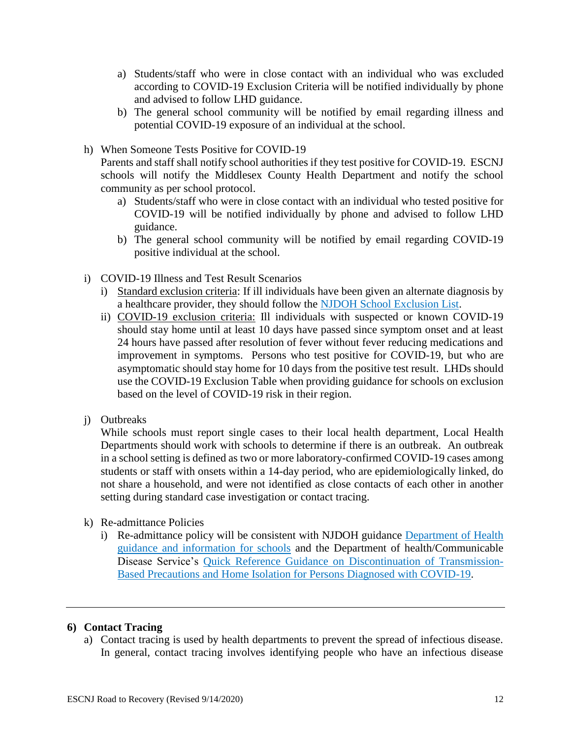a) Students/staff who were in close contact with an individual who was excluded according to COVID-19 Exclusion Criteria will be notified individually by phone and advised to follow LHD guidance.
b) The general school community will be notified by email regarding illness and potential COVID-19 exposure of an individual at the school.

h) When Someone Tests Positive for COVID-19

Parents and staff shall notify school authorities if they test positive for COVID-19. ESCNJ schools will notify the Middlesex County Health Department and notify the school community as per school protocol.

a) Students/staff who were in close contact with an individual who tested positive for COVID-19 will be notified individually by phone and advised to follow LHD guidance.
b) The general school community will be notified by email regarding COVID-19 positive individual at the school.

i) COVID-19 Illness and Test Result Scenarios

i) Standard exclusion criteria: If ill individuals have been given an alternate diagnosis by a healthcare provider, they should follow the [NJDOH School Exclusion List](NJDOH School Exclusion List).
ii) COVID-19 exclusion criteria: Ill individuals with suspected or known COVID-19 should stay home until at least 10 days have passed since symptom onset and at least 24 hours have passed after resolution of fever without fever reducing medications and improvement in symptoms. Persons who test positive for COVID-19, but who are asymptomatic should stay home for 10 days from the positive test result. LHDs should use the COVID-19 Exclusion Table when providing guidance for schools on exclusion based on the level of COVID-19 risk in their region.

j) Outbreaks

While schools must report single cases to their local health department, Local Health Departments should work with schools to determine if there is an outbreak. An outbreak in a school setting is defined as two or more laboratory-confirmed COVID-19 cases among students or staff with onsets within a 14-day period, who are epidemiologically linked, do not share a household, and were not identified as close contacts of each other in another setting during standard case investigation or contact tracing.

k) Re-admittance Policies

i) Re-admittance policy will be consistent with NJDOH guidance Department of Health guidance and information for schools and the Department of health/Communicable Disease Service's Quick Reference Guidance on Discontinuation of Transmission-Based Precautions and Home Isolation for Persons Diagnosed with COVID-19.

---

**6) Contact Tracing**

a) Contact tracing is used by health departments to prevent the spread of infectious disease. In general, contact tracing involves identifying people who have an infectious disease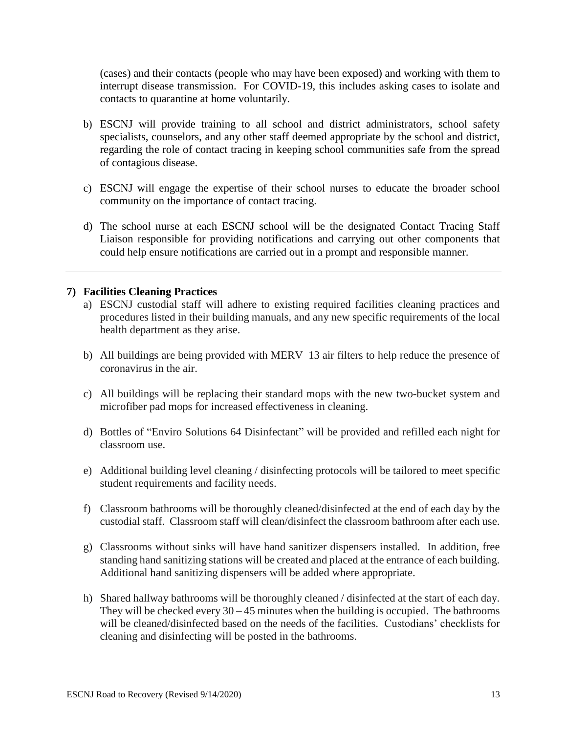(cases) and their contacts (people who may have been exposed) and working with them to interrupt disease transmission. For COVID-19, this includes asking cases to isolate and contacts to quarantine at home voluntarily.

b) ESCNJ will provide training to all school and district administrators, school safety specialists, counselors, and any other staff deemed appropriate by the school and district, regarding the role of contact tracing in keeping school communities safe from the spread of contagious disease.

c) ESCNJ will engage the expertise of their school nurses to educate the broader school community on the importance of contact tracing.

d) The school nurse at each ESCNJ school will be the designated Contact Tracing Staff Liaison responsible for providing notifications and carrying out other components that could help ensure notifications are carried out in a prompt and responsible manner.

---

**7) Facilities Cleaning Practices**

a) ESCNJ custodial staff will adhere to existing required facilities cleaning practices and procedures listed in their building manuals, and any new specific requirements of the local health department as they arise.

b) All buildings are being provided with MERV–13 air filters to help reduce the presence of coronavirus in the air.

c) All buildings will be replacing their standard mops with the new two-bucket system and microfiber pad mops for increased effectiveness in cleaning.

d) Bottles of "Enviro Solutions 64 Disinfectant" will be provided and refilled each night for classroom use.

e) Additional building level cleaning / disinfecting protocols will be tailored to meet specific student requirements and facility needs.

f) Classroom bathrooms will be thoroughly cleaned/disinfected at the end of each day by the custodial staff. Classroom staff will clean/disinfect the classroom bathroom after each use.

g) Classrooms without sinks will have hand sanitizer dispensers installed. In addition, free standing hand sanitizing stations will be created and placed at the entrance of each building. Additional hand sanitizing dispensers will be added where appropriate.

h) Shared hallway bathrooms will be thoroughly cleaned / disinfected at the start of each day. They will be checked every 30 – 45 minutes when the building is occupied. The bathrooms will be cleaned/disinfected based on the needs of the facilities. Custodians' checklists for cleaning and disinfecting will be posted in the bathrooms.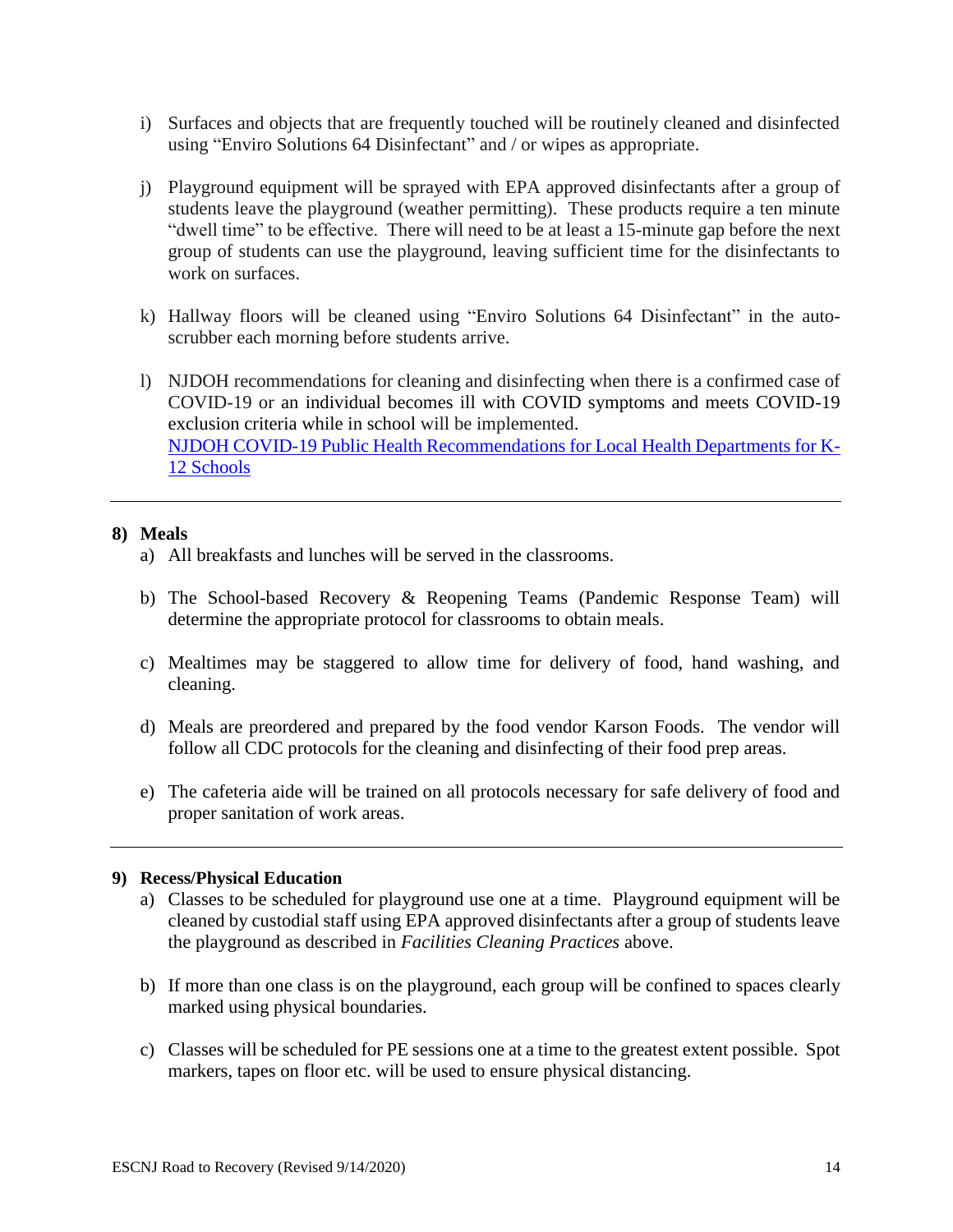i) Surfaces and objects that are frequently touched will be routinely cleaned and disinfected using "Enviro Solutions 64 Disinfectant" and / or wipes as appropriate.

j) Playground equipment will be sprayed with EPA approved disinfectants after a group of students leave the playground (weather permitting). These products require a ten minute "dwell time" to be effective. There will need to be at least a 15-minute gap before the next group of students can use the playground, leaving sufficient time for the disinfectants to work on surfaces.

k) Hallway floors will be cleaned using "Enviro Solutions 64 Disinfectant" in the auto-scrubber each morning before students arrive.

l) NJDOH recommendations for cleaning and disinfecting when there is a confirmed case of COVID-19 or an individual becomes ill with COVID symptoms and meets COVID-19 exclusion criteria while in school will be implemented. [NJDOH COVID-19 Public Health Recommendations for Local Health Departments for K-12 Schools]

---

**8) Meals**

a) All breakfasts and lunches will be served in the classrooms.

b) The School-based Recovery & Reopening Teams (Pandemic Response Team) will determine the appropriate protocol for classrooms to obtain meals.

c) Mealtimes may be staggered to allow time for delivery of food, hand washing, and cleaning.

d) Meals are preordered and prepared by the food vendor Karson Foods. The vendor will follow all CDC protocols for the cleaning and disinfecting of their food prep areas.

e) The cafeteria aide will be trained on all protocols necessary for safe delivery of food and proper sanitation of work areas.

---

**9) Recess/Physical Education**

a) Classes to be scheduled for playground use one at a time. Playground equipment will be cleaned by custodial staff using EPA approved disinfectants after a group of students leave the playground as described in *Facilities Cleaning Practices* above.

b) If more than one class is on the playground, each group will be confined to spaces clearly marked using physical boundaries.

c) Classes will be scheduled for PE sessions one at a time to the greatest extent possible. Spot markers, tapes on floor etc. will be used to ensure physical distancing.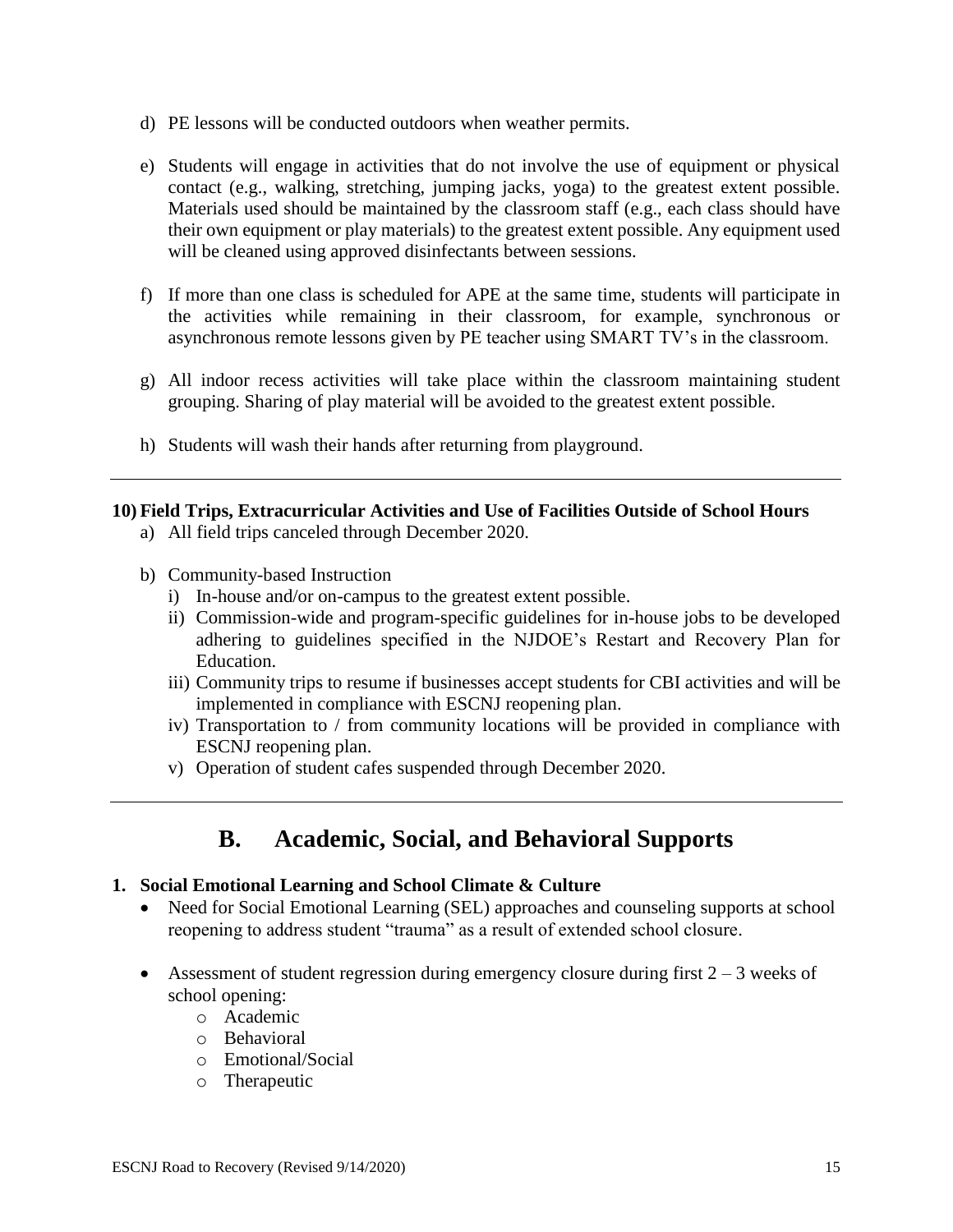d) PE lessons will be conducted outdoors when weather permits.

e) Students will engage in activities that do not involve the use of equipment or physical contact (e.g., walking, stretching, jumping jacks, yoga) to the greatest extent possible. Materials used should be maintained by the classroom staff (e.g., each class should have their own equipment or play materials) to the greatest extent possible. Any equipment used will be cleaned using approved disinfectants between sessions.

f) If more than one class is scheduled for APE at the same time, students will participate in the activities while remaining in their classroom, for example, synchronous or asynchronous remote lessons given by PE teacher using SMART TV's in the classroom.

g) All indoor recess activities will take place within the classroom maintaining student grouping. Sharing of play material will be avoided to the greatest extent possible.

h) Students will wash their hands after returning from playground.

---

**10) Field Trips, Extracurricular Activities and Use of Facilities Outside of School Hours**

a) All field trips canceled through December 2020.

b) Community-based Instruction
   i) In-house and/or on-campus to the greatest extent possible.
   ii) Commission-wide and program-specific guidelines for in-house jobs to be developed adhering to guidelines specified in the NJDOE's Restart and Recovery Plan for Education.
   iii) Community trips to resume if businesses accept students for CBI activities and will be implemented in compliance with ESCNJ reopening plan.
   iv) Transportation to / from community locations will be provided in compliance with ESCNJ reopening plan.
   v) Operation of student cafes suspended through December 2020.

---

## B. Academic, Social, and Behavioral Supports

**1. Social Emotional Learning and School Climate & Culture**

- Need for Social Emotional Learning (SEL) approaches and counseling supports at school reopening to address student "trauma" as a result of extended school closure.

- Assessment of student regression during emergency closure during first 2 – 3 weeks of school opening:
  - Academic
  - Behavioral
  - Emotional/Social
  - Therapeutic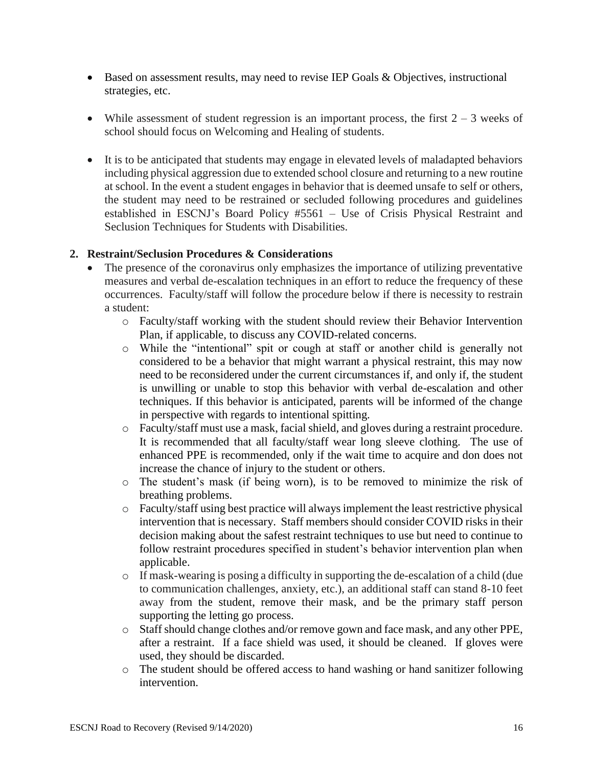- Based on assessment results, may need to revise IEP Goals & Objectives, instructional strategies, etc.

- While assessment of student regression is an important process, the first 2 – 3 weeks of school should focus on Welcoming and Healing of students.

- It is to be anticipated that students may engage in elevated levels of maladapted behaviors including physical aggression due to extended school closure and returning to a new routine at school. In the event a student engages in behavior that is deemed unsafe to self or others, the student may need to be restrained or secluded following procedures and guidelines established in ESCNJ's Board Policy #5561 – Use of Crisis Physical Restraint and Seclusion Techniques for Students with Disabilities.

**2. Restraint/Seclusion Procedures & Considerations**

- The presence of the coronavirus only emphasizes the importance of utilizing preventative measures and verbal de-escalation techniques in an effort to reduce the frequency of these occurrences. Faculty/staff will follow the procedure below if there is necessity to restrain a student:
  - Faculty/staff working with the student should review their Behavior Intervention Plan, if applicable, to discuss any COVID-related concerns.
  - While the "intentional" spit or cough at staff or another child is generally not considered to be a behavior that might warrant a physical restraint, this may now need to be reconsidered under the current circumstances if, and only if, the student is unwilling or unable to stop this behavior with verbal de-escalation and other techniques. If this behavior is anticipated, parents will be informed of the change in perspective with regards to intentional spitting.
  - Faculty/staff must use a mask, facial shield, and gloves during a restraint procedure. It is recommended that all faculty/staff wear long sleeve clothing. The use of enhanced PPE is recommended, only if the wait time to acquire and don does not increase the chance of injury to the student or others.
  - The student's mask (if being worn), is to be removed to minimize the risk of breathing problems.
  - Faculty/staff using best practice will always implement the least restrictive physical intervention that is necessary. Staff members should consider COVID risks in their decision making about the safest restraint techniques to use but need to continue to follow restraint procedures specified in student's behavior intervention plan when applicable.
  - If mask-wearing is posing a difficulty in supporting the de-escalation of a child (due to communication challenges, anxiety, etc.), an additional staff can stand 8-10 feet away from the student, remove their mask, and be the primary staff person supporting the letting go process.
  - Staff should change clothes and/or remove gown and face mask, and any other PPE, after a restraint. If a face shield was used, it should be cleaned. If gloves were used, they should be discarded.
  - The student should be offered access to hand washing or hand sanitizer following intervention.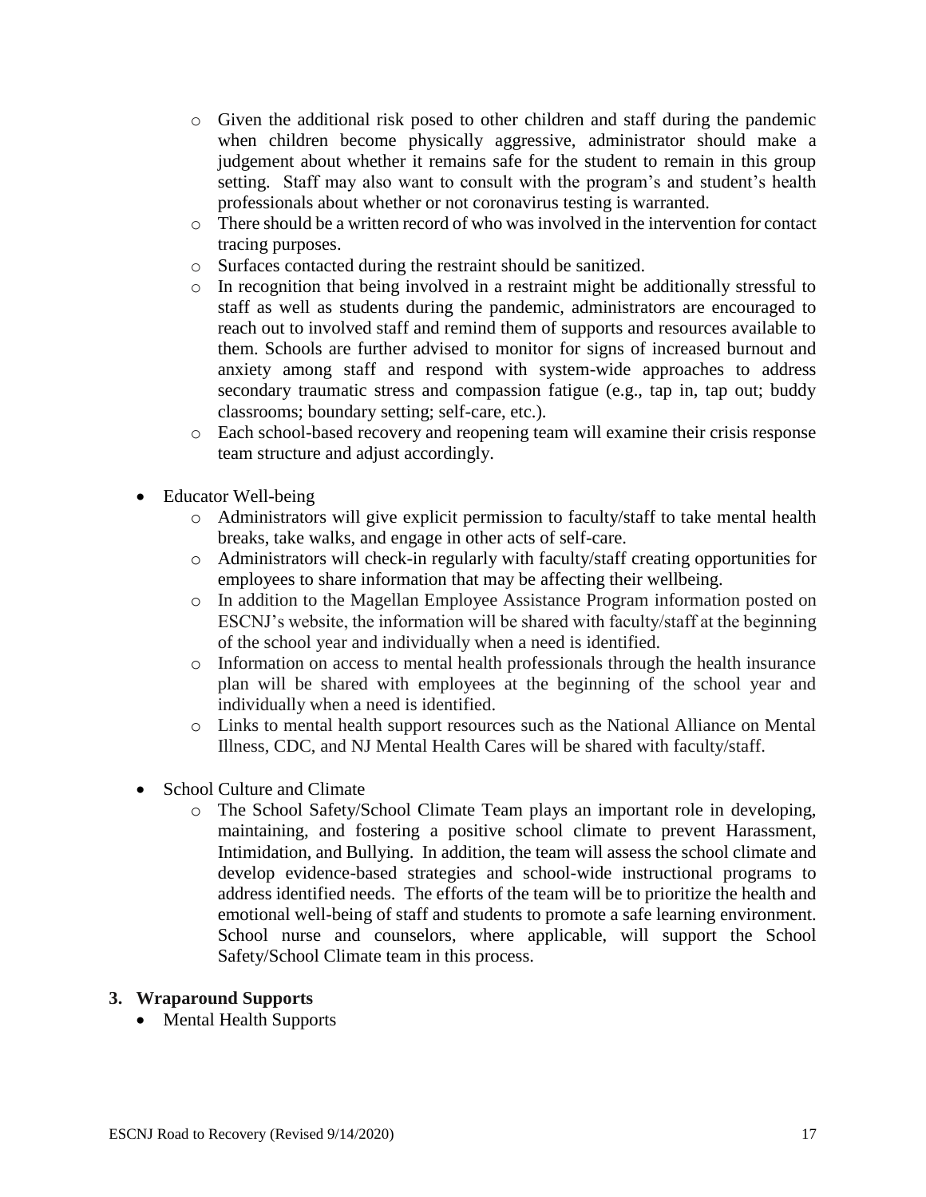- Given the additional risk posed to other children and staff during the pandemic when children become physically aggressive, administrator should make a judgement about whether it remains safe for the student to remain in this group setting. Staff may also want to consult with the program's and student's health professionals about whether or not coronavirus testing is warranted.
    - There should be a written record of who was involved in the intervention for contact tracing purposes.
    - Surfaces contacted during the restraint should be sanitized.
    - In recognition that being involved in a restraint might be additionally stressful to staff as well as students during the pandemic, administrators are encouraged to reach out to involved staff and remind them of supports and resources available to them. Schools are further advised to monitor for signs of increased burnout and anxiety among staff and respond with system-wide approaches to address secondary traumatic stress and compassion fatigue (e.g., tap in, tap out; buddy classrooms; boundary setting; self-care, etc.).
    - Each school-based recovery and reopening team will examine their crisis response team structure and adjust accordingly.

- Educator Well-being
    - Administrators will give explicit permission to faculty/staff to take mental health breaks, take walks, and engage in other acts of self-care.
    - Administrators will check-in regularly with faculty/staff creating opportunities for employees to share information that may be affecting their wellbeing.
    - In addition to the Magellan Employee Assistance Program information posted on ESCNJ's website, the information will be shared with faculty/staff at the beginning of the school year and individually when a need is identified.
    - Information on access to mental health professionals through the health insurance plan will be shared with employees at the beginning of the school year and individually when a need is identified.
    - Links to mental health support resources such as the National Alliance on Mental Illness, CDC, and NJ Mental Health Cares will be shared with faculty/staff.

- School Culture and Climate
    - The School Safety/School Climate Team plays an important role in developing, maintaining, and fostering a positive school climate to prevent Harassment, Intimidation, and Bullying. In addition, the team will assess the school climate and develop evidence-based strategies and school-wide instructional programs to address identified needs. The efforts of the team will be to prioritize the health and emotional well-being of staff and students to promote a safe learning environment. School nurse and counselors, where applicable, will support the School Safety/School Climate team in this process.

**3. Wraparound Supports**

- Mental Health Supports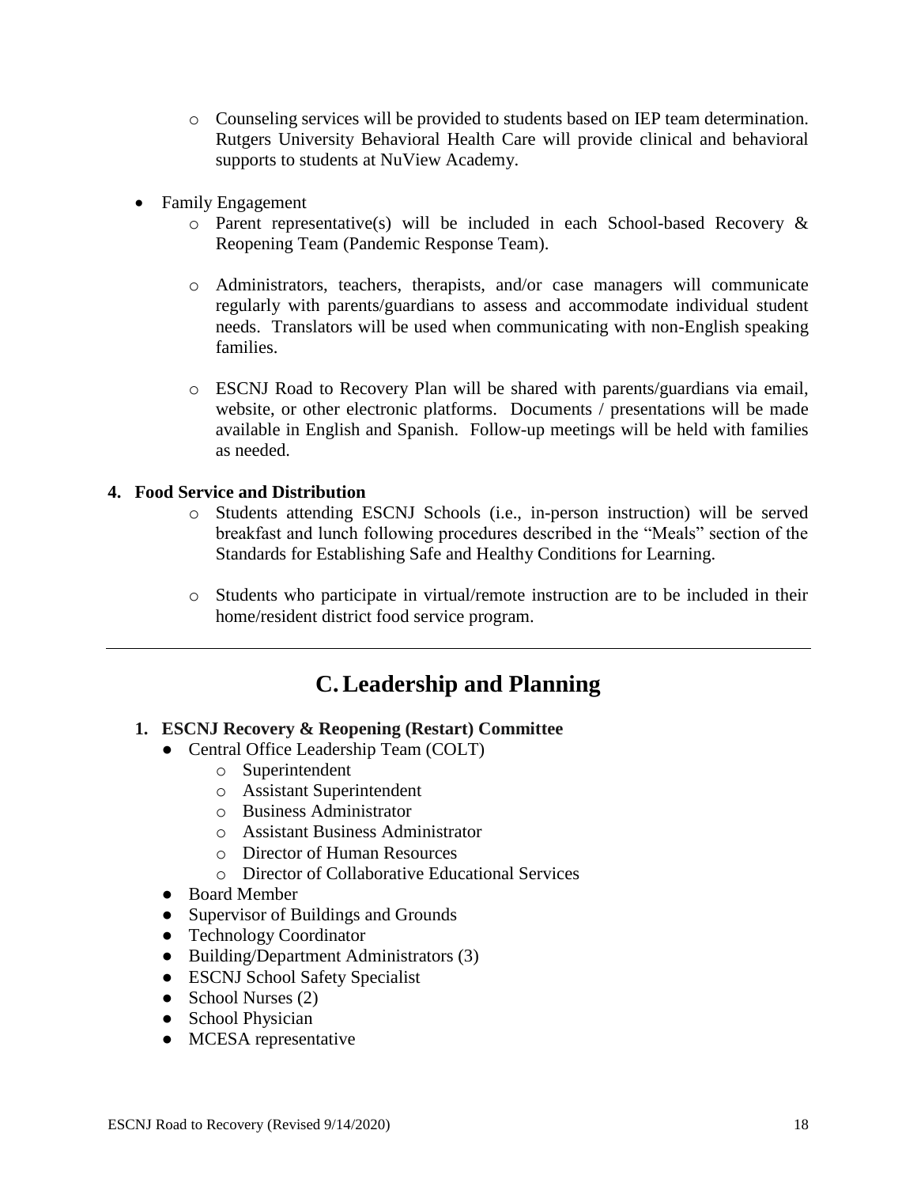- Counseling services will be provided to students based on IEP team determination. Rutgers University Behavioral Health Care will provide clinical and behavioral supports to students at NuView Academy.

- Family Engagement
   - Parent representative(s) will be included in each School-based Recovery & Reopening Team (Pandemic Response Team).
   - Administrators, teachers, therapists, and/or case managers will communicate regularly with parents/guardians to assess and accommodate individual student needs. Translators will be used when communicating with non-English speaking families.
   - ESCNJ Road to Recovery Plan will be shared with parents/guardians via email, website, or other electronic platforms. Documents / presentations will be made available in English and Spanish. Follow-up meetings will be held with families as needed.

**4. Food Service and Distribution**

   - Students attending ESCNJ Schools (i.e., in-person instruction) will be served breakfast and lunch following procedures described in the "Meals" section of the Standards for Establishing Safe and Healthy Conditions for Learning.
   - Students who participate in virtual/remote instruction are to be included in their home/resident district food service program.

---

# C. Leadership and Planning

**1. ESCNJ Recovery & Reopening (Restart) Committee**

- Central Office Leadership Team (COLT)
   - Superintendent
   - Assistant Superintendent
   - Business Administrator
   - Assistant Business Administrator
   - Director of Human Resources
   - Director of Collaborative Educational Services
- Board Member
- Supervisor of Buildings and Grounds
- Technology Coordinator
- Building/Department Administrators (3)
- ESCNJ School Safety Specialist
- School Nurses (2)
- School Physician
- MCESA representative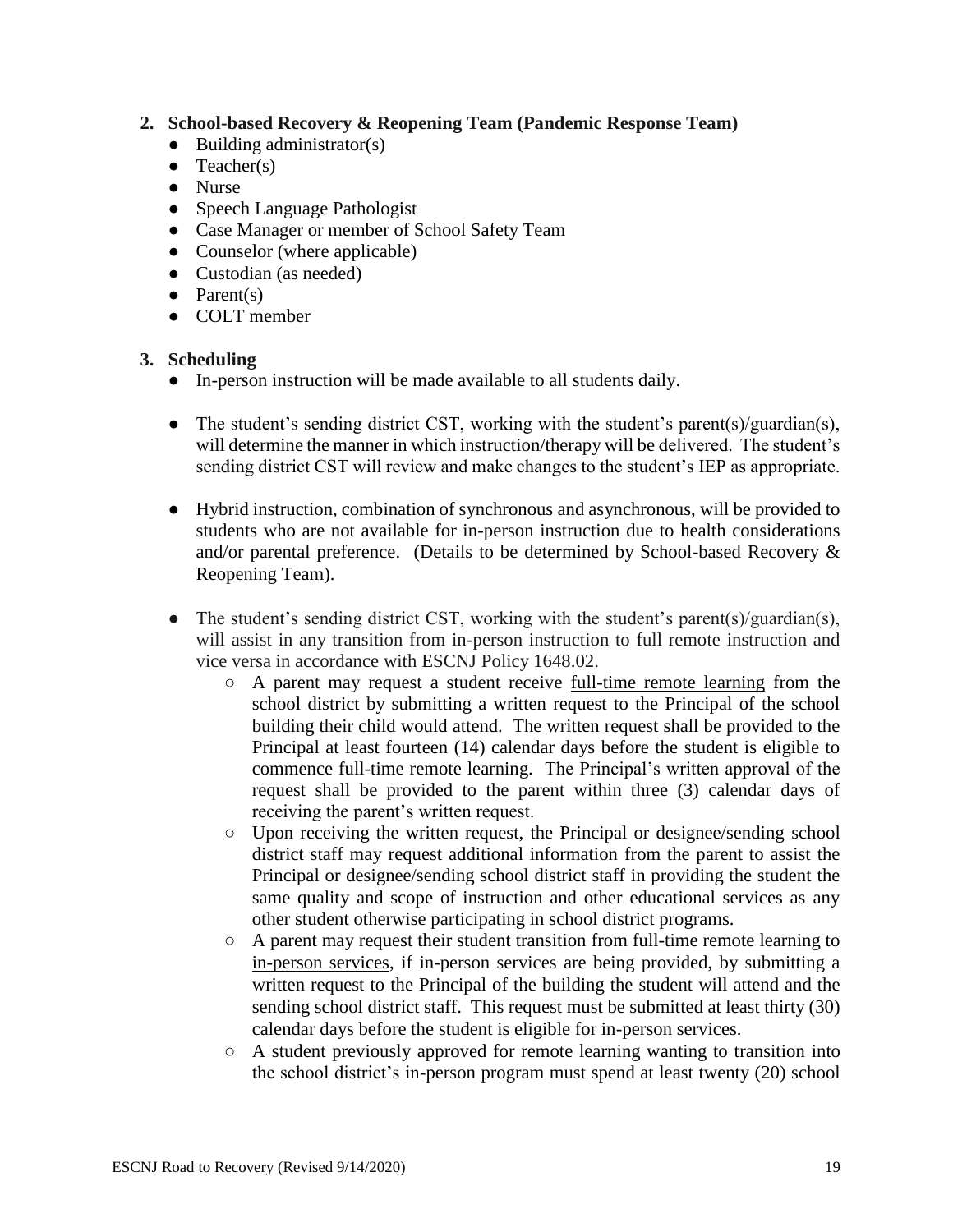2. **School-based Recovery & Reopening Team (Pandemic Response Team)**
    - Building administrator(s)
    - Teacher(s)
    - Nurse
    - Speech Language Pathologist
    - Case Manager or member of School Safety Team
    - Counselor (where applicable)
    - Custodian (as needed)
    - Parent(s)
    - COLT member

3. **Scheduling**
    - In-person instruction will be made available to all students daily.

    - The student's sending district CST, working with the student's parent(s)/guardian(s), will determine the manner in which instruction/therapy will be delivered. The student's sending district CST will review and make changes to the student's IEP as appropriate.

    - Hybrid instruction, combination of synchronous and asynchronous, will be provided to students who are not available for in-person instruction due to health considerations and/or parental preference. (Details to be determined by School-based Recovery & Reopening Team).

    - The student's sending district CST, working with the student's parent(s)/guardian(s), will assist in any transition from in-person instruction to full remote instruction and vice versa in accordance with ESCNJ Policy 1648.02.
        - A parent may request a student receive <u>full-time remote learning</u> from the school district by submitting a written request to the Principal of the school building their child would attend. The written request shall be provided to the Principal at least fourteen (14) calendar days before the student is eligible to commence full-time remote learning. The Principal's written approval of the request shall be provided to the parent within three (3) calendar days of receiving the parent's written request.
        - Upon receiving the written request, the Principal or designee/sending school district staff may request additional information from the parent to assist the Principal or designee/sending school district staff in providing the student the same quality and scope of instruction and other educational services as any other student otherwise participating in school district programs.
        - A parent may request their student transition <u>from full-time remote learning to in-person services</u>, if in-person services are being provided, by submitting a written request to the Principal of the building the student will attend and the sending school district staff. This request must be submitted at least thirty (30) calendar days before the student is eligible for in-person services.
        - A student previously approved for remote learning wanting to transition into the school district's in-person program must spend at least twenty (20) school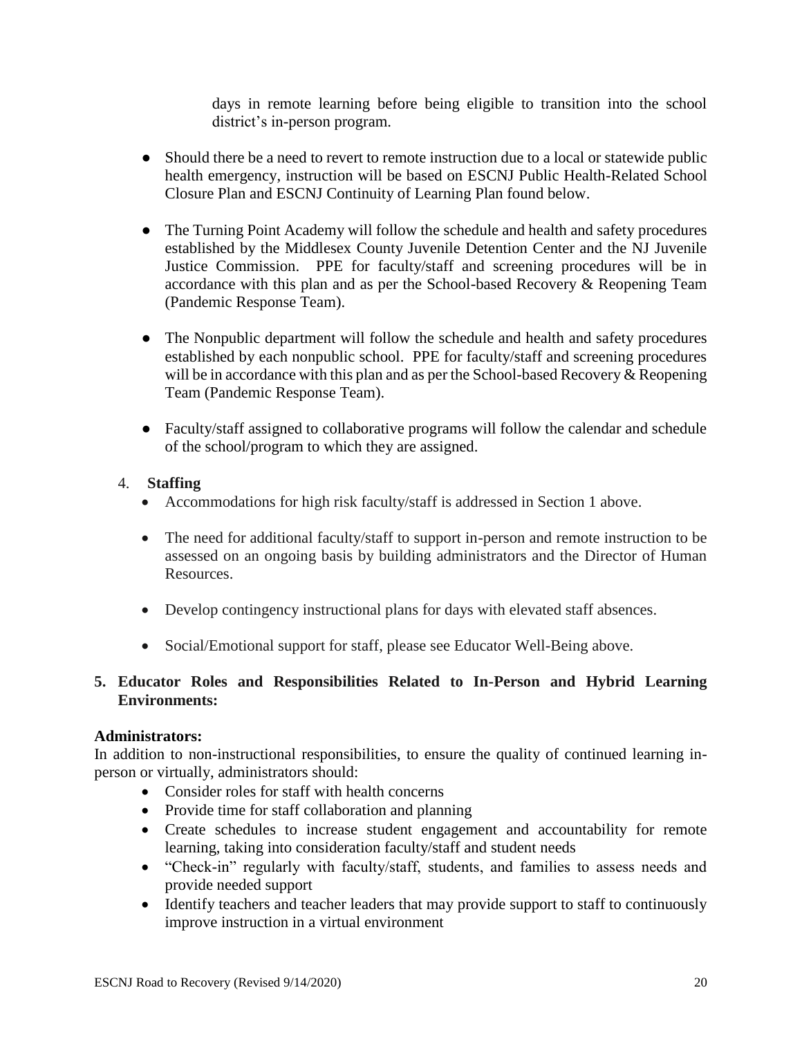days in remote learning before being eligible to transition into the school district's in-person program.

- Should there be a need to revert to remote instruction due to a local or statewide public health emergency, instruction will be based on ESCNJ Public Health-Related School Closure Plan and ESCNJ Continuity of Learning Plan found below.

- The Turning Point Academy will follow the schedule and health and safety procedures established by the Middlesex County Juvenile Detention Center and the NJ Juvenile Justice Commission. PPE for faculty/staff and screening procedures will be in accordance with this plan and as per the School-based Recovery & Reopening Team (Pandemic Response Team).

- The Nonpublic department will follow the schedule and health and safety procedures established by each nonpublic school. PPE for faculty/staff and screening procedures will be in accordance with this plan and as per the School-based Recovery & Reopening Team (Pandemic Response Team).

- Faculty/staff assigned to collaborative programs will follow the calendar and schedule of the school/program to which they are assigned.

4. **Staffing**
   - Accommodations for high risk faculty/staff is addressed in Section 1 above.
   - The need for additional faculty/staff to support in-person and remote instruction to be assessed on an ongoing basis by building administrators and the Director of Human Resources.
   - Develop contingency instructional plans for days with elevated staff absences.
   - Social/Emotional support for staff, please see Educator Well-Being above.

**5. Educator Roles and Responsibilities Related to In-Person and Hybrid Learning Environments:**

**Administrators:**

In addition to non-instructional responsibilities, to ensure the quality of continued learning in-person or virtually, administrators should:

- Consider roles for staff with health concerns
- Provide time for staff collaboration and planning
- Create schedules to increase student engagement and accountability for remote learning, taking into consideration faculty/staff and student needs
- "Check-in" regularly with faculty/staff, students, and families to assess needs and provide needed support
- Identify teachers and teacher leaders that may provide support to staff to continuously improve instruction in a virtual environment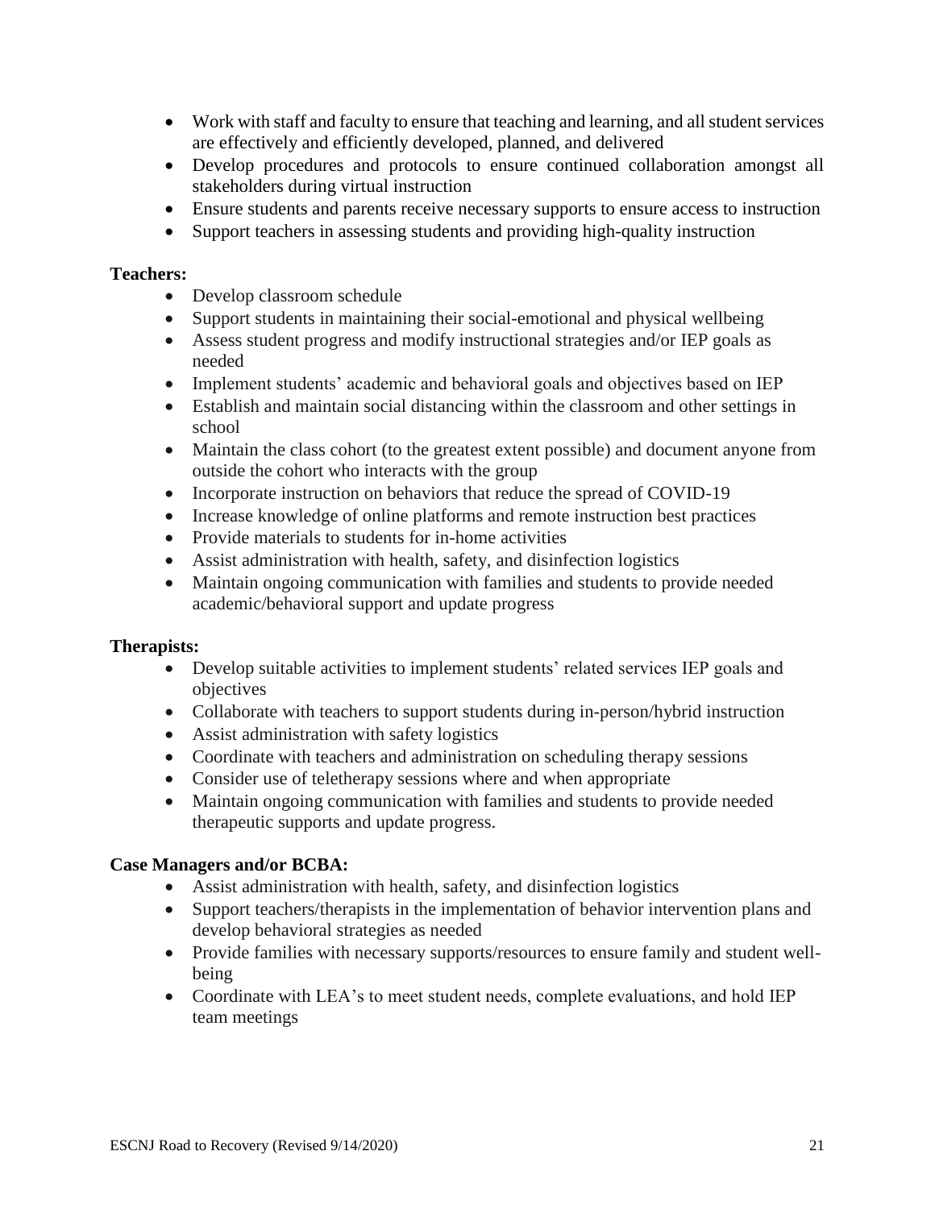- Work with staff and faculty to ensure that teaching and learning, and all student services are effectively and efficiently developed, planned, and delivered
- Develop procedures and protocols to ensure continued collaboration amongst all stakeholders during virtual instruction
- Ensure students and parents receive necessary supports to ensure access to instruction
- Support teachers in assessing students and providing high-quality instruction

**Teachers:**

- Develop classroom schedule
- Support students in maintaining their social-emotional and physical wellbeing
- Assess student progress and modify instructional strategies and/or IEP goals as needed
- Implement students' academic and behavioral goals and objectives based on IEP
- Establish and maintain social distancing within the classroom and other settings in school
- Maintain the class cohort (to the greatest extent possible) and document anyone from outside the cohort who interacts with the group
- Incorporate instruction on behaviors that reduce the spread of COVID-19
- Increase knowledge of online platforms and remote instruction best practices
- Provide materials to students for in-home activities
- Assist administration with health, safety, and disinfection logistics
- Maintain ongoing communication with families and students to provide needed academic/behavioral support and update progress

**Therapists:**

- Develop suitable activities to implement students' related services IEP goals and objectives
- Collaborate with teachers to support students during in-person/hybrid instruction
- Assist administration with safety logistics
- Coordinate with teachers and administration on scheduling therapy sessions
- Consider use of teletherapy sessions where and when appropriate
- Maintain ongoing communication with families and students to provide needed therapeutic supports and update progress.

**Case Managers and/or BCBA:**

- Assist administration with health, safety, and disinfection logistics
- Support teachers/therapists in the implementation of behavior intervention plans and develop behavioral strategies as needed
- Provide families with necessary supports/resources to ensure family and student well-being
- Coordinate with LEA's to meet student needs, complete evaluations, and hold IEP team meetings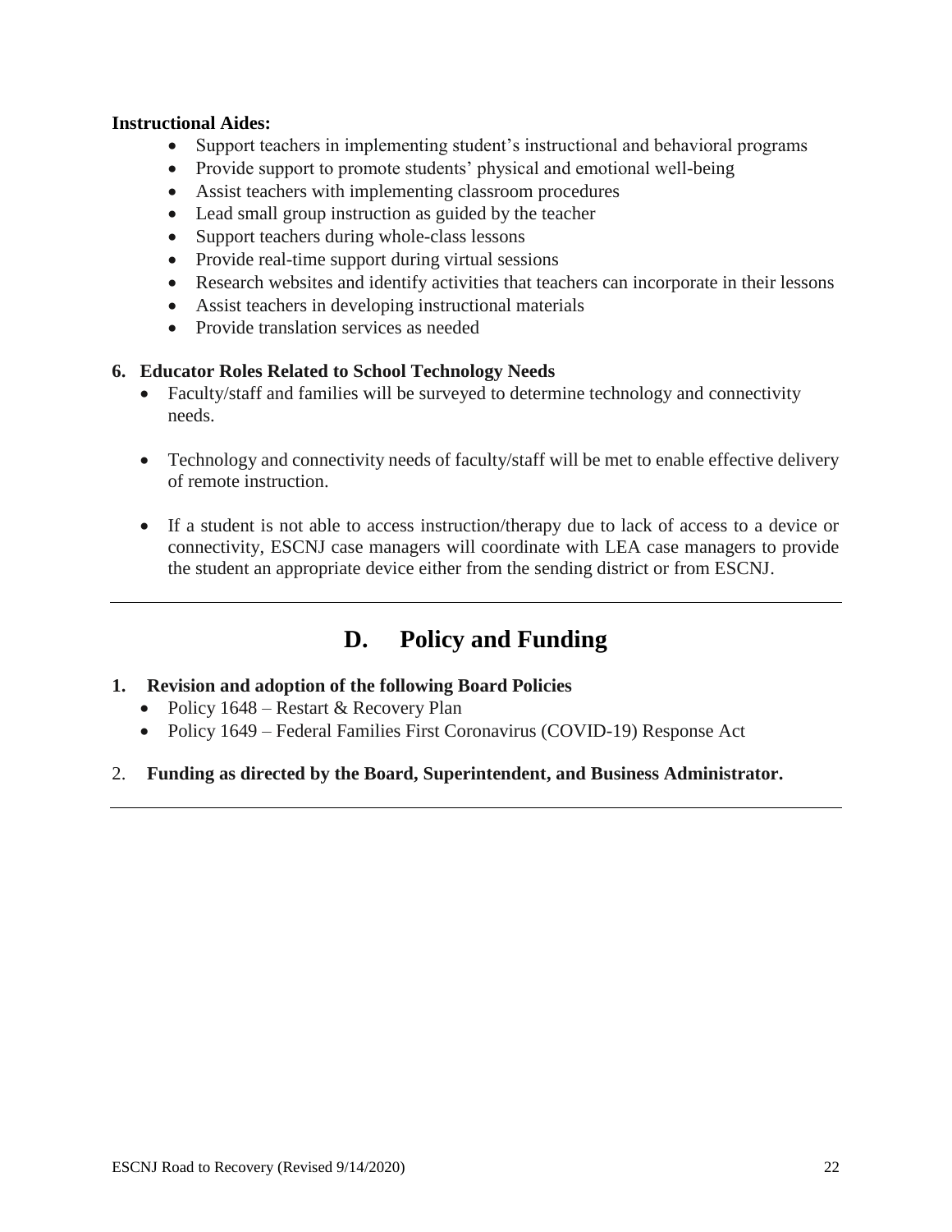**Instructional Aides:**

- Support teachers in implementing student's instructional and behavioral programs
- Provide support to promote students' physical and emotional well-being
- Assist teachers with implementing classroom procedures
- Lead small group instruction as guided by the teacher
- Support teachers during whole-class lessons
- Provide real-time support during virtual sessions
- Research websites and identify activities that teachers can incorporate in their lessons
- Assist teachers in developing instructional materials
- Provide translation services as needed

**6. Educator Roles Related to School Technology Needs**

- Faculty/staff and families will be surveyed to determine technology and connectivity needs.
- Technology and connectivity needs of faculty/staff will be met to enable effective delivery of remote instruction.
- If a student is not able to access instruction/therapy due to lack of access to a device or connectivity, ESCNJ case managers will coordinate with LEA case managers to provide the student an appropriate device either from the sending district or from ESCNJ.

---

## D. Policy and Funding

**1. Revision and adoption of the following Board Policies**

- Policy 1648 – Restart & Recovery Plan
- Policy 1649 – Federal Families First Coronavirus (COVID-19) Response Act

2. **Funding as directed by the Board, Superintendent, and Business Administrator.**

---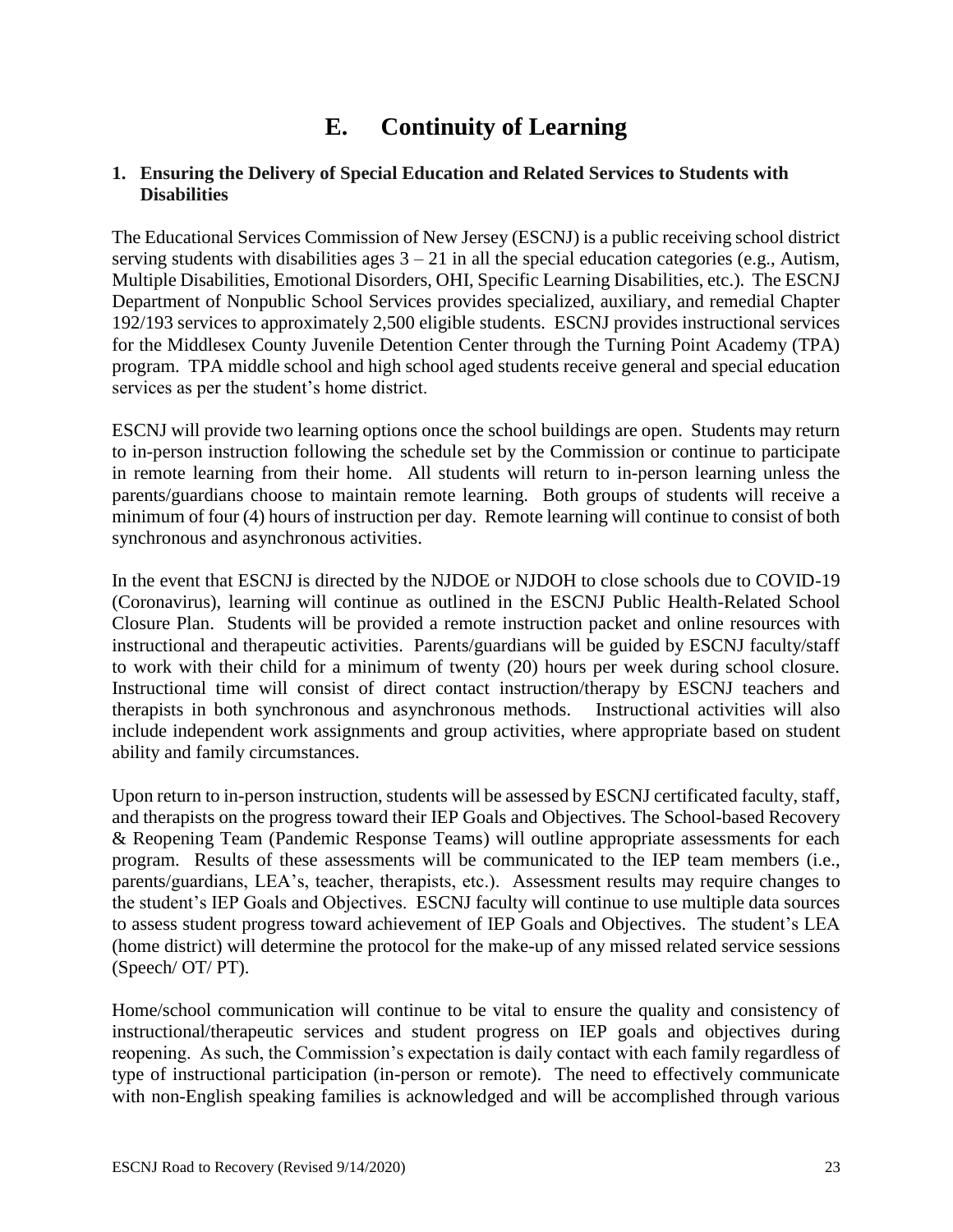# E. Continuity of Learning

## 1. Ensuring the Delivery of Special Education and Related Services to Students with Disabilities

The Educational Services Commission of New Jersey (ESCNJ) is a public receiving school district serving students with disabilities ages 3 – 21 in all the special education categories (e.g., Autism, Multiple Disabilities, Emotional Disorders, OHI, Specific Learning Disabilities, etc.). The ESCNJ Department of Nonpublic School Services provides specialized, auxiliary, and remedial Chapter 192/193 services to approximately 2,500 eligible students. ESCNJ provides instructional services for the Middlesex County Juvenile Detention Center through the Turning Point Academy (TPA) program. TPA middle school and high school aged students receive general and special education services as per the student's home district.

ESCNJ will provide two learning options once the school buildings are open. Students may return to in-person instruction following the schedule set by the Commission or continue to participate in remote learning from their home. All students will return to in-person learning unless the parents/guardians choose to maintain remote learning. Both groups of students will receive a minimum of four (4) hours of instruction per day. Remote learning will continue to consist of both synchronous and asynchronous activities.

In the event that ESCNJ is directed by the NJDOE or NJDOH to close schools due to COVID-19 (Coronavirus), learning will continue as outlined in the ESCNJ Public Health-Related School Closure Plan. Students will be provided a remote instruction packet and online resources with instructional and therapeutic activities. Parents/guardians will be guided by ESCNJ faculty/staff to work with their child for a minimum of twenty (20) hours per week during school closure. Instructional time will consist of direct contact instruction/therapy by ESCNJ teachers and therapists in both synchronous and asynchronous methods. Instructional activities will also include independent work assignments and group activities, where appropriate based on student ability and family circumstances.

Upon return to in-person instruction, students will be assessed by ESCNJ certificated faculty, staff, and therapists on the progress toward their IEP Goals and Objectives. The School-based Recovery & Reopening Team (Pandemic Response Teams) will outline appropriate assessments for each program. Results of these assessments will be communicated to the IEP team members (i.e., parents/guardians, LEA's, teacher, therapists, etc.). Assessment results may require changes to the student's IEP Goals and Objectives. ESCNJ faculty will continue to use multiple data sources to assess student progress toward achievement of IEP Goals and Objectives. The student's LEA (home district) will determine the protocol for the make-up of any missed related service sessions (Speech/ OT/ PT).

Home/school communication will continue to be vital to ensure the quality and consistency of instructional/therapeutic services and student progress on IEP goals and objectives during reopening. As such, the Commission's expectation is daily contact with each family regardless of type of instructional participation (in-person or remote). The need to effectively communicate with non-English speaking families is acknowledged and will be accomplished through various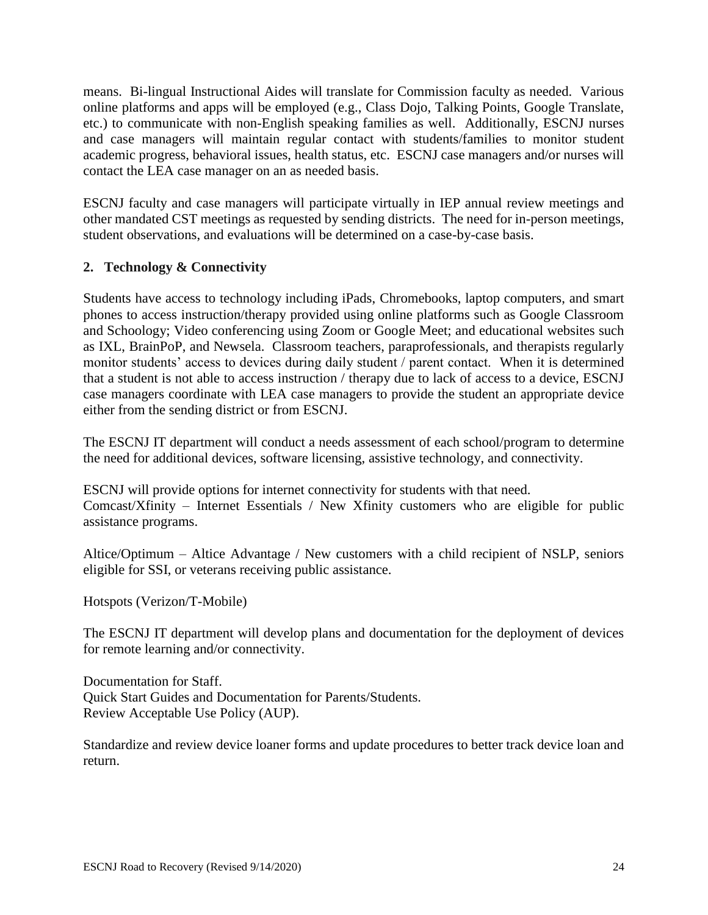means. Bi-lingual Instructional Aides will translate for Commission faculty as needed. Various online platforms and apps will be employed (e.g., Class Dojo, Talking Points, Google Translate, etc.) to communicate with non-English speaking families as well. Additionally, ESCNJ nurses and case managers will maintain regular contact with students/families to monitor student academic progress, behavioral issues, health status, etc. ESCNJ case managers and/or nurses will contact the LEA case manager on an as needed basis.

ESCNJ faculty and case managers will participate virtually in IEP annual review meetings and other mandated CST meetings as requested by sending districts. The need for in-person meetings, student observations, and evaluations will be determined on a case-by-case basis.

**2. Technology & Connectivity**

Students have access to technology including iPads, Chromebooks, laptop computers, and smart phones to access instruction/therapy provided using online platforms such as Google Classroom and Schoology; Video conferencing using Zoom or Google Meet; and educational websites such as IXL, BrainPoP, and Newsela. Classroom teachers, paraprofessionals, and therapists regularly monitor students' access to devices during daily student / parent contact. When it is determined that a student is not able to access instruction / therapy due to lack of access to a device, ESCNJ case managers coordinate with LEA case managers to provide the student an appropriate device either from the sending district or from ESCNJ.

The ESCNJ IT department will conduct a needs assessment of each school/program to determine the need for additional devices, software licensing, assistive technology, and connectivity.

ESCNJ will provide options for internet connectivity for students with that need.
Comcast/Xfinity – Internet Essentials / New Xfinity customers who are eligible for public assistance programs.

Altice/Optimum – Altice Advantage / New customers with a child recipient of NSLP, seniors eligible for SSI, or veterans receiving public assistance.

Hotspots (Verizon/T-Mobile)

The ESCNJ IT department will develop plans and documentation for the deployment of devices for remote learning and/or connectivity.

Documentation for Staff.
Quick Start Guides and Documentation for Parents/Students.
Review Acceptable Use Policy (AUP).

Standardize and review device loaner forms and update procedures to better track device loan and return.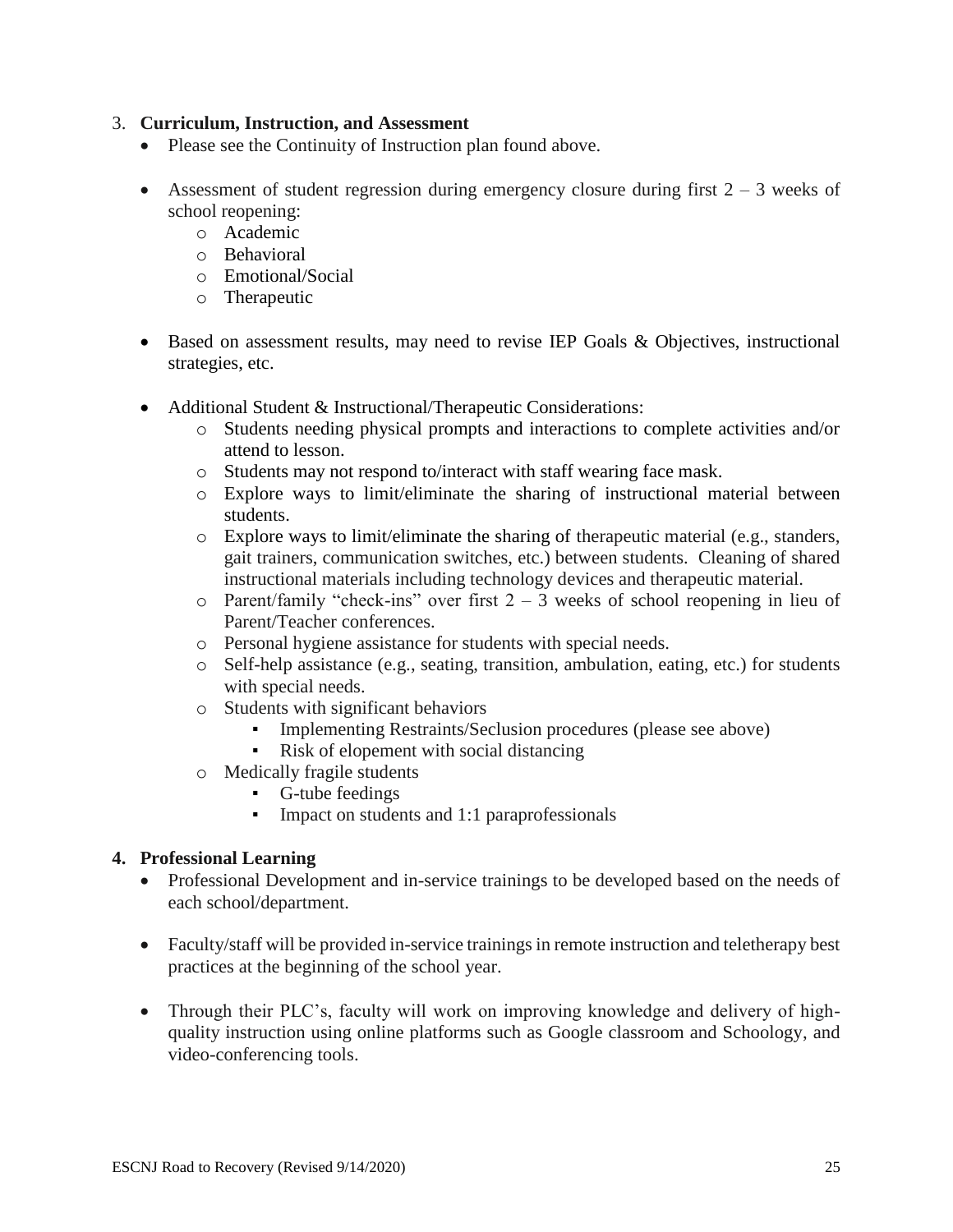3. **Curriculum, Instruction, and Assessment**
    - Please see the Continuity of Instruction plan found above.
    - Assessment of student regression during emergency closure during first 2 – 3 weeks of school reopening:
        - Academic
        - Behavioral
        - Emotional/Social
        - Therapeutic
    - Based on assessment results, may need to revise IEP Goals & Objectives, instructional strategies, etc.
    - Additional Student & Instructional/Therapeutic Considerations:
        - Students needing physical prompts and interactions to complete activities and/or attend to lesson.
        - Students may not respond to/interact with staff wearing face mask.
        - Explore ways to limit/eliminate the sharing of instructional material between students.
        - Explore ways to limit/eliminate the sharing of therapeutic material (e.g., standers, gait trainers, communication switches, etc.) between students. Cleaning of shared instructional materials including technology devices and therapeutic material.
        - Parent/family "check-ins" over first 2 – 3 weeks of school reopening in lieu of Parent/Teacher conferences.
        - Personal hygiene assistance for students with special needs.
        - Self-help assistance (e.g., seating, transition, ambulation, eating, etc.) for students with special needs.
        - Students with significant behaviors
            - Implementing Restraints/Seclusion procedures (please see above)
            - Risk of elopement with social distancing
        - Medically fragile students
            - G-tube feedings
            - Impact on students and 1:1 paraprofessionals

4. **Professional Learning**
    - Professional Development and in-service trainings to be developed based on the needs of each school/department.
    - Faculty/staff will be provided in-service trainings in remote instruction and teletherapy best practices at the beginning of the school year.
    - Through their PLC's, faculty will work on improving knowledge and delivery of high-quality instruction using online platforms such as Google classroom and Schoology, and video-conferencing tools.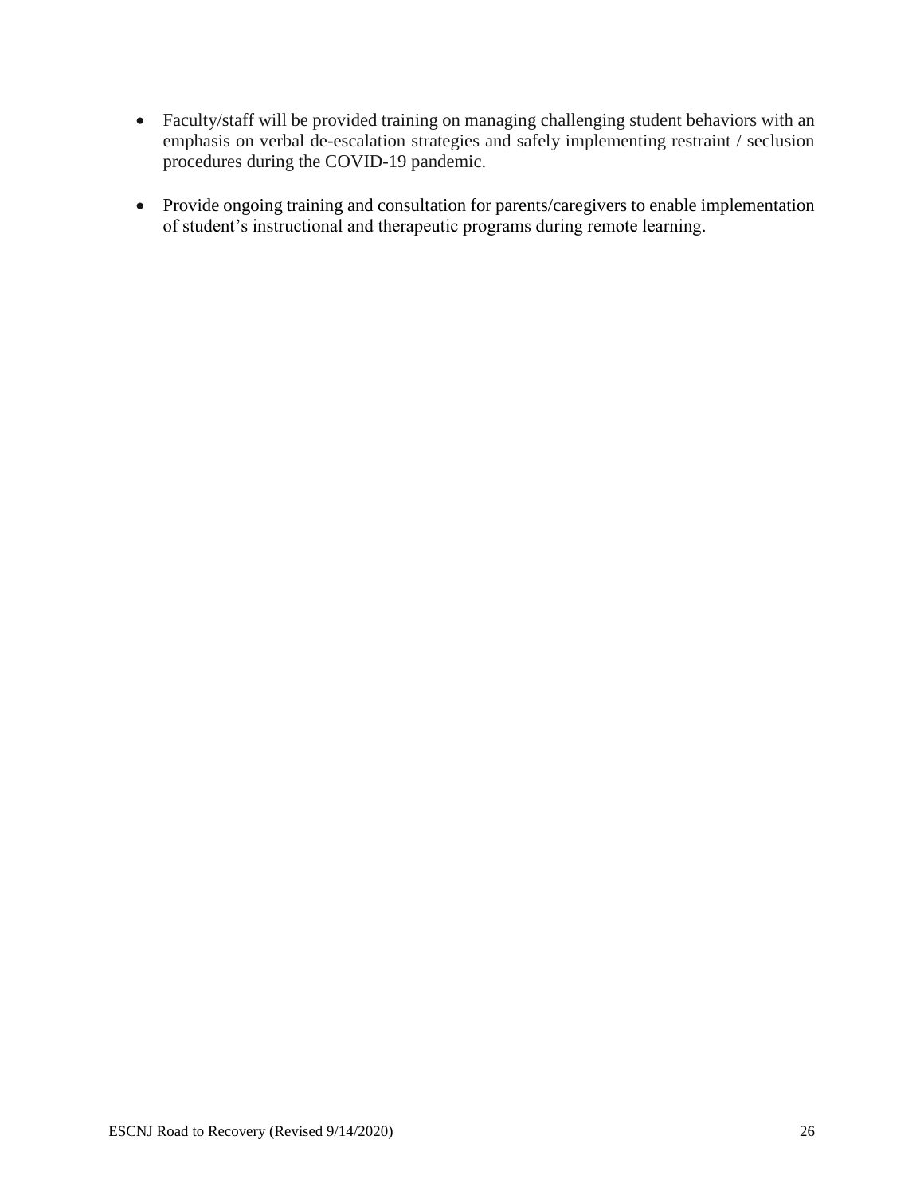- Faculty/staff will be provided training on managing challenging student behaviors with an emphasis on verbal de-escalation strategies and safely implementing restraint / seclusion procedures during the COVID-19 pandemic.

- Provide ongoing training and consultation for parents/caregivers to enable implementation of student's instructional and therapeutic programs during remote learning.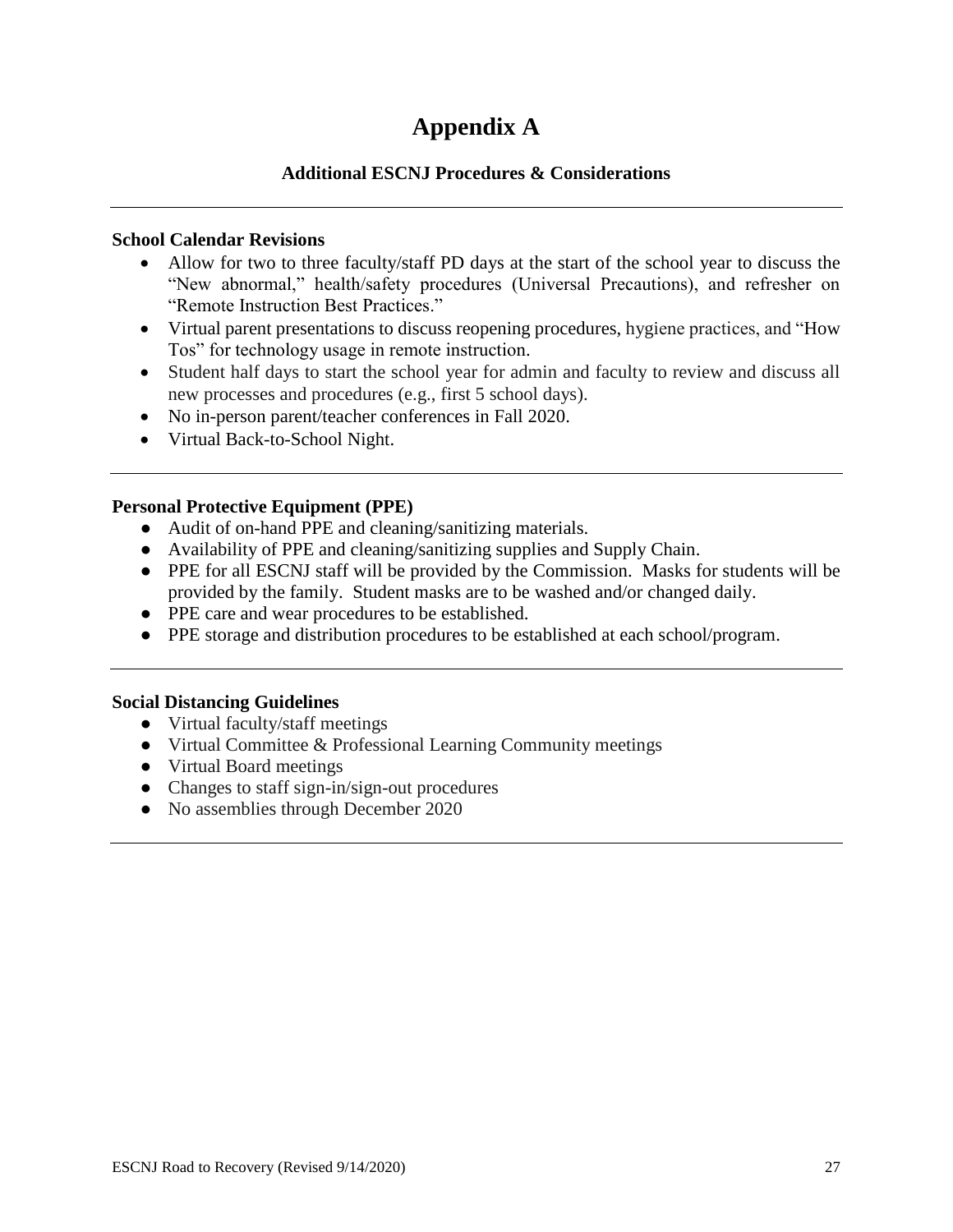# Appendix A

### Additional ESCNJ Procedures & Considerations

---

**School Calendar Revisions**

- Allow for two to three faculty/staff PD days at the start of the school year to discuss the "New abnormal," health/safety procedures (Universal Precautions), and refresher on "Remote Instruction Best Practices."
- Virtual parent presentations to discuss reopening procedures, hygiene practices, and "How Tos" for technology usage in remote instruction.
- Student half days to start the school year for admin and faculty to review and discuss all new processes and procedures (e.g., first 5 school days).
- No in-person parent/teacher conferences in Fall 2020.
- Virtual Back-to-School Night.

---

**Personal Protective Equipment (PPE)**

- Audit of on-hand PPE and cleaning/sanitizing materials.
- Availability of PPE and cleaning/sanitizing supplies and Supply Chain.
- PPE for all ESCNJ staff will be provided by the Commission. Masks for students will be provided by the family. Student masks are to be washed and/or changed daily.
- PPE care and wear procedures to be established.
- PPE storage and distribution procedures to be established at each school/program.

---

**Social Distancing Guidelines**

- Virtual faculty/staff meetings
- Virtual Committee & Professional Learning Community meetings
- Virtual Board meetings
- Changes to staff sign-in/sign-out procedures
- No assemblies through December 2020

---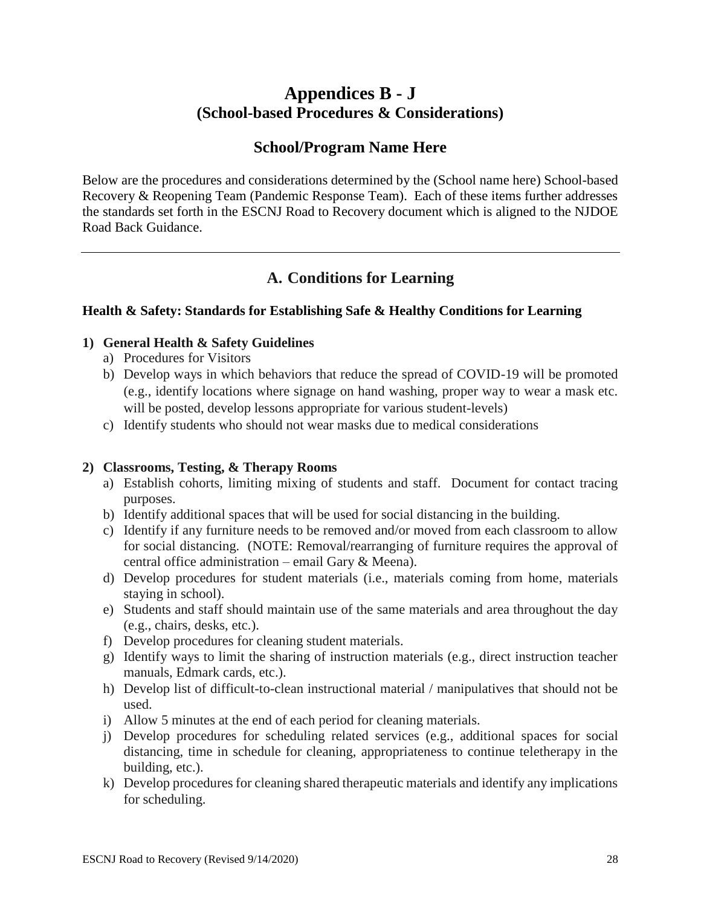# Appendices B - J
## (School-based Procedures & Considerations)

## School/Program Name Here

Below are the procedures and considerations determined by the (School name here) School-based Recovery & Reopening Team (Pandemic Response Team). Each of these items further addresses the standards set forth in the ESCNJ Road to Recovery document which is aligned to the NJDOE Road Back Guidance.

---

## A. Conditions for Learning

### Health & Safety: Standards for Establishing Safe & Healthy Conditions for Learning

**1) General Health & Safety Guidelines**

a) Procedures for Visitors
b) Develop ways in which behaviors that reduce the spread of COVID-19 will be promoted (e.g., identify locations where signage on hand washing, proper way to wear a mask etc. will be posted, develop lessons appropriate for various student-levels)
c) Identify students who should not wear masks due to medical considerations

**2) Classrooms, Testing, & Therapy Rooms**

a) Establish cohorts, limiting mixing of students and staff. Document for contact tracing purposes.
b) Identify additional spaces that will be used for social distancing in the building.
c) Identify if any furniture needs to be removed and/or moved from each classroom to allow for social distancing. (NOTE: Removal/rearranging of furniture requires the approval of central office administration – email Gary & Meena).
d) Develop procedures for student materials (i.e., materials coming from home, materials staying in school).
e) Students and staff should maintain use of the same materials and area throughout the day (e.g., chairs, desks, etc.).
f) Develop procedures for cleaning student materials.
g) Identify ways to limit the sharing of instruction materials (e.g., direct instruction teacher manuals, Edmark cards, etc.).
h) Develop list of difficult-to-clean instructional material / manipulatives that should not be used.
i) Allow 5 minutes at the end of each period for cleaning materials.
j) Develop procedures for scheduling related services (e.g., additional spaces for social distancing, time in schedule for cleaning, appropriateness to continue teletherapy in the building, etc.).
k) Develop procedures for cleaning shared therapeutic materials and identify any implications for scheduling.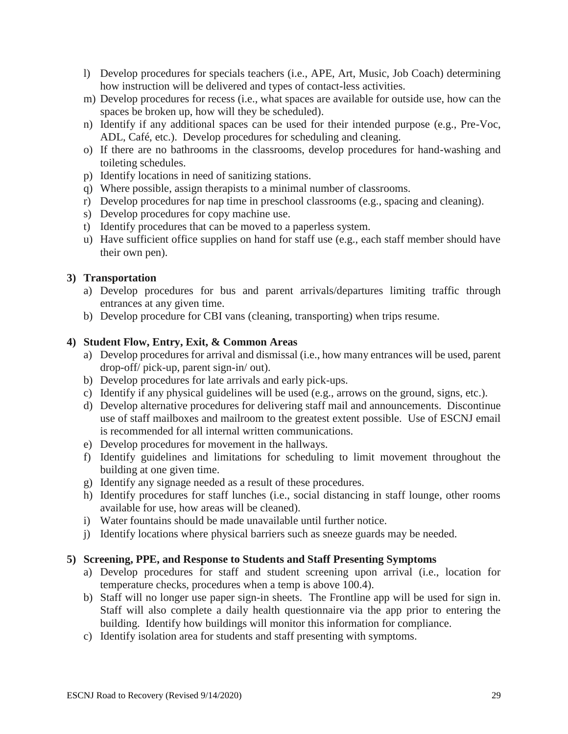l) Develop procedures for specials teachers (i.e., APE, Art, Music, Job Coach) determining how instruction will be delivered and types of contact-less activities.
m) Develop procedures for recess (i.e., what spaces are available for outside use, how can the spaces be broken up, how will they be scheduled).
n) Identify if any additional spaces can be used for their intended purpose (e.g., Pre-Voc, ADL, Café, etc.). Develop procedures for scheduling and cleaning.
o) If there are no bathrooms in the classrooms, develop procedures for hand-washing and toileting schedules.
p) Identify locations in need of sanitizing stations.
q) Where possible, assign therapists to a minimal number of classrooms.
r) Develop procedures for nap time in preschool classrooms (e.g., spacing and cleaning).
s) Develop procedures for copy machine use.
t) Identify procedures that can be moved to a paperless system.
u) Have sufficient office supplies on hand for staff use (e.g., each staff member should have their own pen).

**3) Transportation**

a) Develop procedures for bus and parent arrivals/departures limiting traffic through entrances at any given time.
b) Develop procedure for CBI vans (cleaning, transporting) when trips resume.

**4) Student Flow, Entry, Exit, & Common Areas**

a) Develop procedures for arrival and dismissal (i.e., how many entrances will be used, parent drop-off/ pick-up, parent sign-in/ out).
b) Develop procedures for late arrivals and early pick-ups.
c) Identify if any physical guidelines will be used (e.g., arrows on the ground, signs, etc.).
d) Develop alternative procedures for delivering staff mail and announcements. Discontinue use of staff mailboxes and mailroom to the greatest extent possible. Use of ESCNJ email is recommended for all internal written communications.
e) Develop procedures for movement in the hallways.
f) Identify guidelines and limitations for scheduling to limit movement throughout the building at one given time.
g) Identify any signage needed as a result of these procedures.
h) Identify procedures for staff lunches (i.e., social distancing in staff lounge, other rooms available for use, how areas will be cleaned).
i) Water fountains should be made unavailable until further notice.
j) Identify locations where physical barriers such as sneeze guards may be needed.

**5) Screening, PPE, and Response to Students and Staff Presenting Symptoms**

a) Develop procedures for staff and student screening upon arrival (i.e., location for temperature checks, procedures when a temp is above 100.4).
b) Staff will no longer use paper sign-in sheets. The Frontline app will be used for sign in. Staff will also complete a daily health questionnaire via the app prior to entering the building. Identify how buildings will monitor this information for compliance.
c) Identify isolation area for students and staff presenting with symptoms.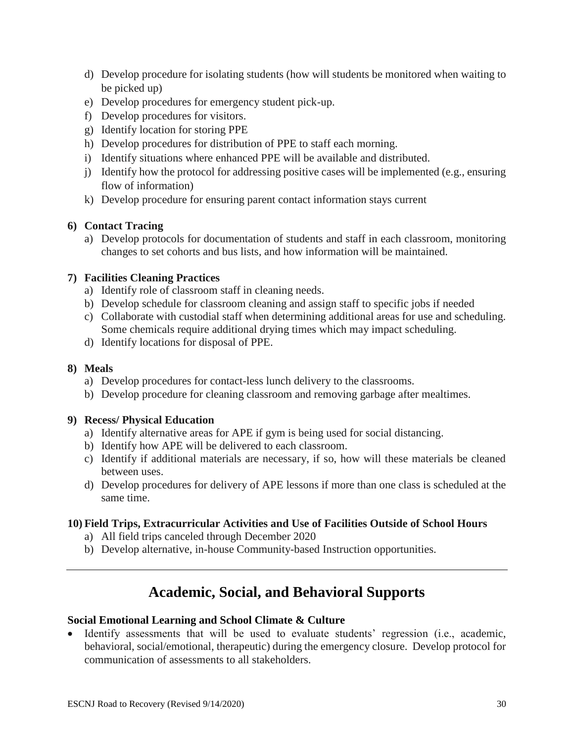d) Develop procedure for isolating students (how will students be monitored when waiting to be picked up)
e) Develop procedures for emergency student pick-up.
f) Develop procedures for visitors.
g) Identify location for storing PPE
h) Develop procedures for distribution of PPE to staff each morning.
i) Identify situations where enhanced PPE will be available and distributed.
j) Identify how the protocol for addressing positive cases will be implemented (e.g., ensuring flow of information)
k) Develop procedure for ensuring parent contact information stays current

**6) Contact Tracing**

a) Develop protocols for documentation of students and staff in each classroom, monitoring changes to set cohorts and bus lists, and how information will be maintained.

**7) Facilities Cleaning Practices**

a) Identify role of classroom staff in cleaning needs.
b) Develop schedule for classroom cleaning and assign staff to specific jobs if needed
c) Collaborate with custodial staff when determining additional areas for use and scheduling. Some chemicals require additional drying times which may impact scheduling.
d) Identify locations for disposal of PPE.

**8) Meals**

a) Develop procedures for contact-less lunch delivery to the classrooms.
b) Develop procedure for cleaning classroom and removing garbage after mealtimes.

**9) Recess/ Physical Education**

a) Identify alternative areas for APE if gym is being used for social distancing.
b) Identify how APE will be delivered to each classroom.
c) Identify if additional materials are necessary, if so, how will these materials be cleaned between uses.
d) Develop procedures for delivery of APE lessons if more than one class is scheduled at the same time.

**10) Field Trips, Extracurricular Activities and Use of Facilities Outside of School Hours**

a) All field trips canceled through December 2020
b) Develop alternative, in-house Community-based Instruction opportunities.

---

## Academic, Social, and Behavioral Supports

**Social Emotional Learning and School Climate & Culture**

- Identify assessments that will be used to evaluate students' regression (i.e., academic, behavioral, social/emotional, therapeutic) during the emergency closure. Develop protocol for communication of assessments to all stakeholders.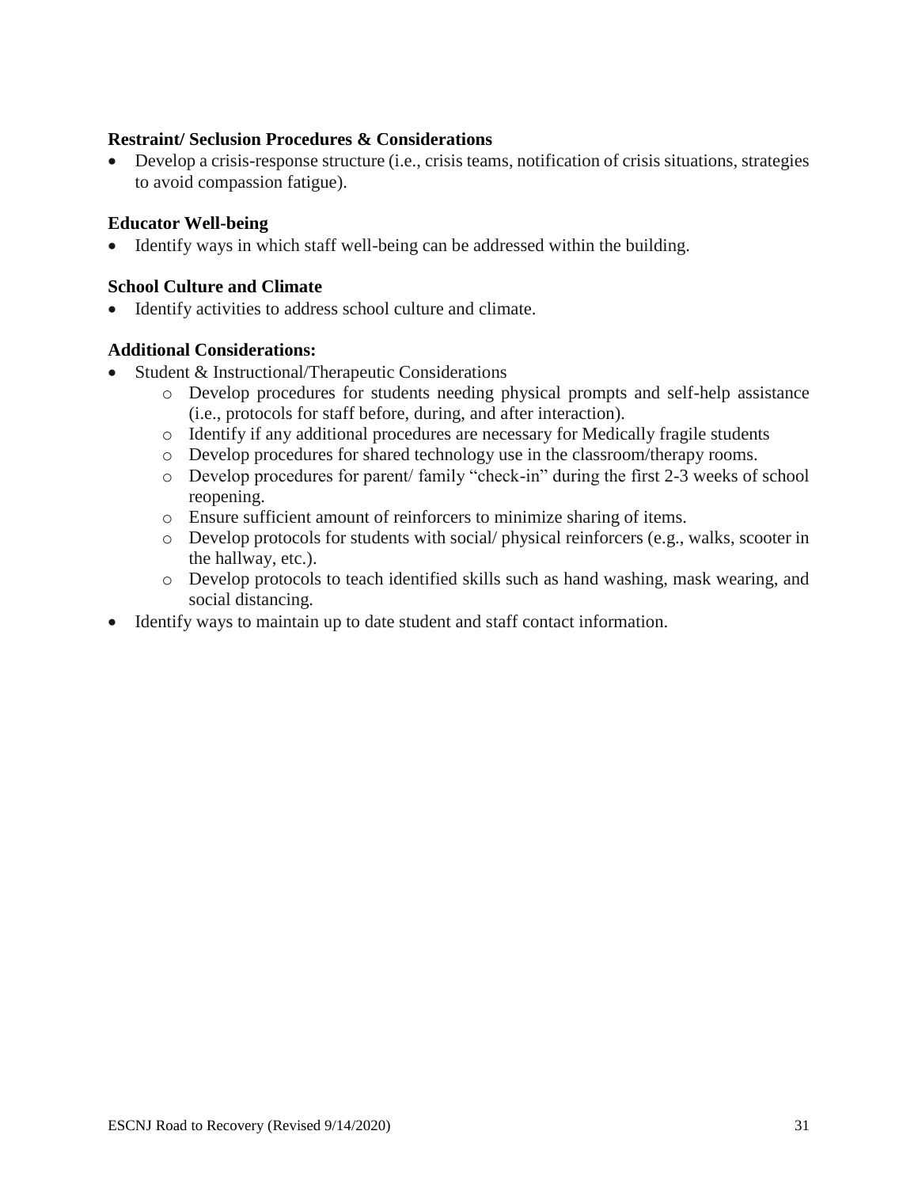**Restraint/ Seclusion Procedures & Considerations**

- Develop a crisis-response structure (i.e., crisis teams, notification of crisis situations, strategies to avoid compassion fatigue).

**Educator Well-being**

- Identify ways in which staff well-being can be addressed within the building.

**School Culture and Climate**

- Identify activities to address school culture and climate.

**Additional Considerations:**

- Student & Instructional/Therapeutic Considerations
  - Develop procedures for students needing physical prompts and self-help assistance (i.e., protocols for staff before, during, and after interaction).
  - Identify if any additional procedures are necessary for Medically fragile students
  - Develop procedures for shared technology use in the classroom/therapy rooms.
  - Develop procedures for parent/ family "check-in" during the first 2-3 weeks of school reopening.
  - Ensure sufficient amount of reinforcers to minimize sharing of items.
  - Develop protocols for students with social/ physical reinforcers (e.g., walks, scooter in the hallway, etc.).
  - Develop protocols to teach identified skills such as hand washing, mask wearing, and social distancing.
- Identify ways to maintain up to date student and staff contact information.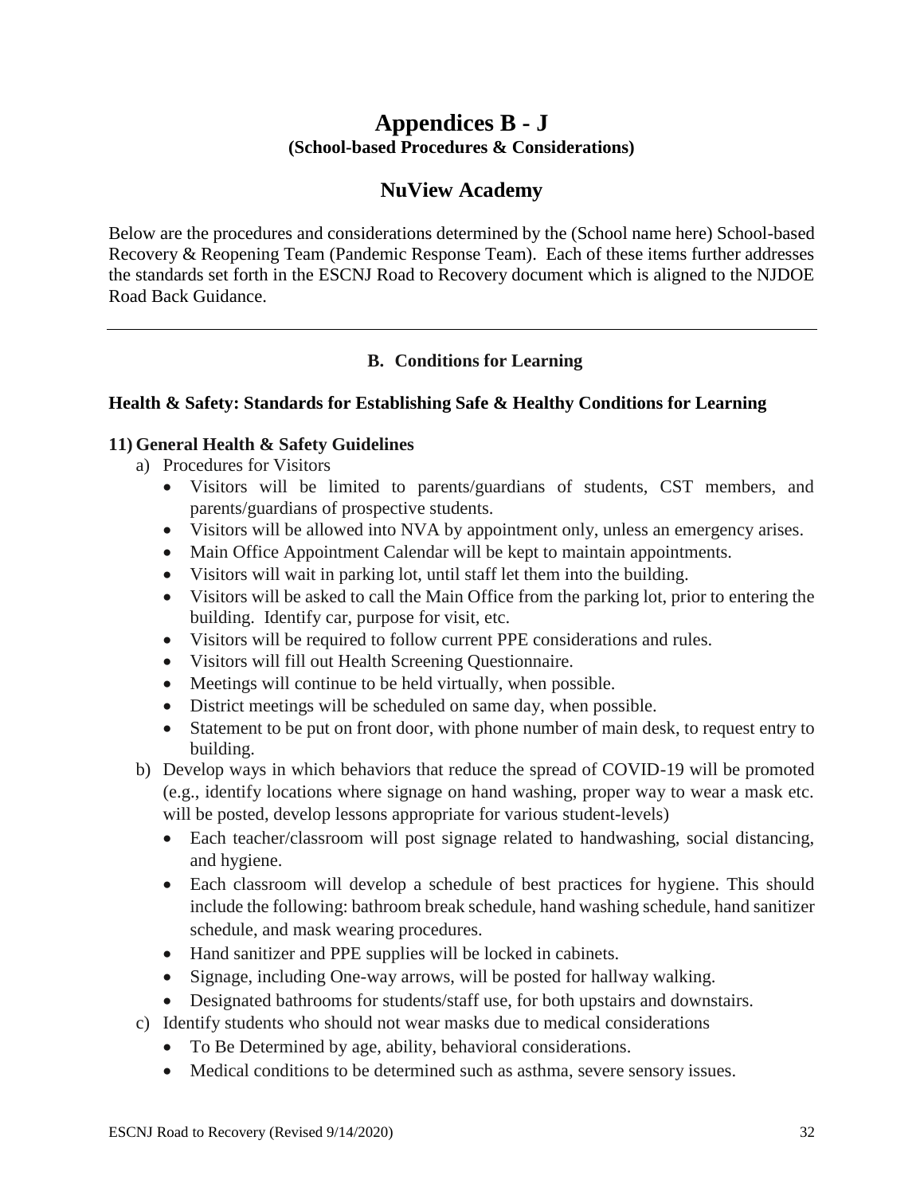# Appendices B - J

**(School-based Procedures & Considerations)**

## NuView Academy

Below are the procedures and considerations determined by the (School name here) School-based Recovery & Reopening Team (Pandemic Response Team). Each of these items further addresses the standards set forth in the ESCNJ Road to Recovery document which is aligned to the NJDOE Road Back Guidance.

---

### B. Conditions for Learning

**Health & Safety: Standards for Establishing Safe & Healthy Conditions for Learning**

**11) General Health & Safety Guidelines**

a) Procedures for Visitors
- Visitors will be limited to parents/guardians of students, CST members, and parents/guardians of prospective students.
- Visitors will be allowed into NVA by appointment only, unless an emergency arises.
- Main Office Appointment Calendar will be kept to maintain appointments.
- Visitors will wait in parking lot, until staff let them into the building.
- Visitors will be asked to call the Main Office from the parking lot, prior to entering the building. Identify car, purpose for visit, etc.
- Visitors will be required to follow current PPE considerations and rules.
- Visitors will fill out Health Screening Questionnaire.
- Meetings will continue to be held virtually, when possible.
- District meetings will be scheduled on same day, when possible.
- Statement to be put on front door, with phone number of main desk, to request entry to building.

b) Develop ways in which behaviors that reduce the spread of COVID-19 will be promoted (e.g., identify locations where signage on hand washing, proper way to wear a mask etc. will be posted, develop lessons appropriate for various student-levels)
- Each teacher/classroom will post signage related to handwashing, social distancing, and hygiene.
- Each classroom will develop a schedule of best practices for hygiene. This should include the following: bathroom break schedule, hand washing schedule, hand sanitizer schedule, and mask wearing procedures.
- Hand sanitizer and PPE supplies will be locked in cabinets.
- Signage, including One-way arrows, will be posted for hallway walking.
- Designated bathrooms for students/staff use, for both upstairs and downstairs.

c) Identify students who should not wear masks due to medical considerations
- To Be Determined by age, ability, behavioral considerations.
- Medical conditions to be determined such as asthma, severe sensory issues.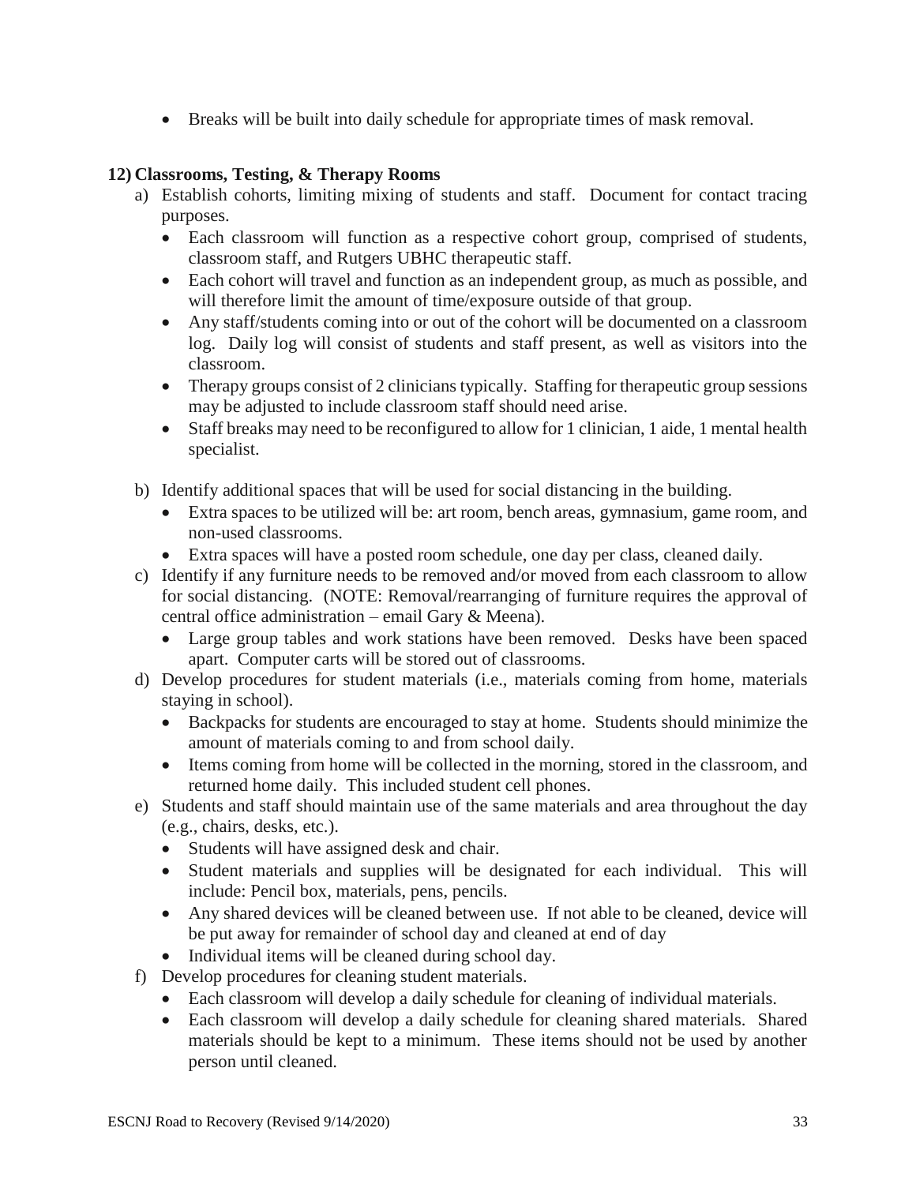- Breaks will be built into daily schedule for appropriate times of mask removal.

**12) Classrooms, Testing, & Therapy Rooms**

a) Establish cohorts, limiting mixing of students and staff. Document for contact tracing purposes.
   - Each classroom will function as a respective cohort group, comprised of students, classroom staff, and Rutgers UBHC therapeutic staff.
   - Each cohort will travel and function as an independent group, as much as possible, and will therefore limit the amount of time/exposure outside of that group.
   - Any staff/students coming into or out of the cohort will be documented on a classroom log. Daily log will consist of students and staff present, as well as visitors into the classroom.
   - Therapy groups consist of 2 clinicians typically. Staffing for therapeutic group sessions may be adjusted to include classroom staff should need arise.
   - Staff breaks may need to be reconfigured to allow for 1 clinician, 1 aide, 1 mental health specialist.

b) Identify additional spaces that will be used for social distancing in the building.
   - Extra spaces to be utilized will be: art room, bench areas, gymnasium, game room, and non-used classrooms.
   - Extra spaces will have a posted room schedule, one day per class, cleaned daily.

c) Identify if any furniture needs to be removed and/or moved from each classroom to allow for social distancing. (NOTE: Removal/rearranging of furniture requires the approval of central office administration – email Gary & Meena).
   - Large group tables and work stations have been removed. Desks have been spaced apart. Computer carts will be stored out of classrooms.

d) Develop procedures for student materials (i.e., materials coming from home, materials staying in school).
   - Backpacks for students are encouraged to stay at home. Students should minimize the amount of materials coming to and from school daily.
   - Items coming from home will be collected in the morning, stored in the classroom, and returned home daily. This included student cell phones.

e) Students and staff should maintain use of the same materials and area throughout the day (e.g., chairs, desks, etc.).
   - Students will have assigned desk and chair.
   - Student materials and supplies will be designated for each individual. This will include: Pencil box, materials, pens, pencils.
   - Any shared devices will be cleaned between use. If not able to be cleaned, device will be put away for remainder of school day and cleaned at end of day
   - Individual items will be cleaned during school day.

f) Develop procedures for cleaning student materials.
   - Each classroom will develop a daily schedule for cleaning of individual materials.
   - Each classroom will develop a daily schedule for cleaning shared materials. Shared materials should be kept to a minimum. These items should not be used by another person until cleaned.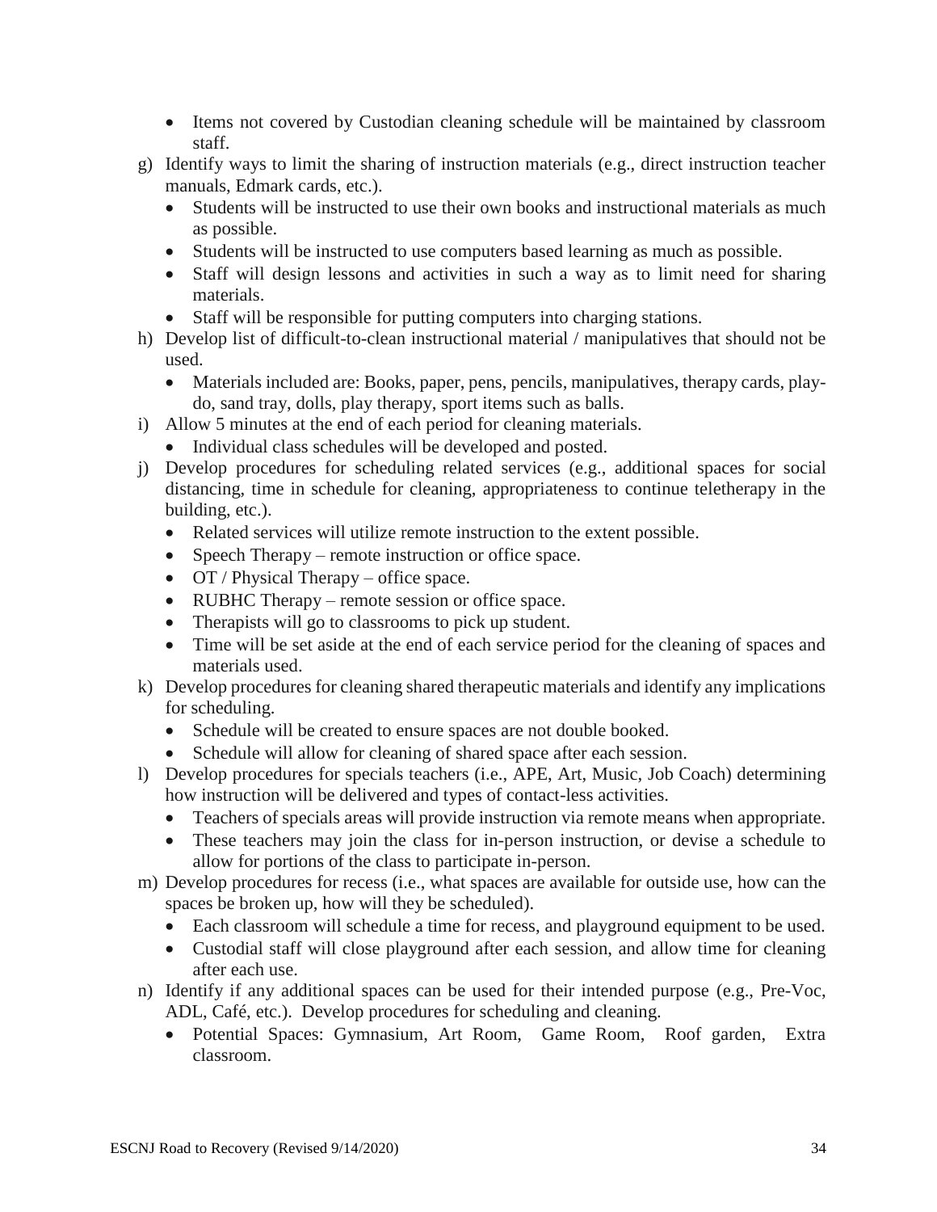- Items not covered by Custodian cleaning schedule will be maintained by classroom staff.

g) Identify ways to limit the sharing of instruction materials (e.g., direct instruction teacher manuals, Edmark cards, etc.).
   - Students will be instructed to use their own books and instructional materials as much as possible.
   - Students will be instructed to use computers based learning as much as possible.
   - Staff will design lessons and activities in such a way as to limit need for sharing materials.
   - Staff will be responsible for putting computers into charging stations.

h) Develop list of difficult-to-clean instructional material / manipulatives that should not be used.
   - Materials included are: Books, paper, pens, pencils, manipulatives, therapy cards, play-do, sand tray, dolls, play therapy, sport items such as balls.

i) Allow 5 minutes at the end of each period for cleaning materials.
   - Individual class schedules will be developed and posted.

j) Develop procedures for scheduling related services (e.g., additional spaces for social distancing, time in schedule for cleaning, appropriateness to continue teletherapy in the building, etc.).
   - Related services will utilize remote instruction to the extent possible.
   - Speech Therapy – remote instruction or office space.
   - OT / Physical Therapy – office space.
   - RUBHC Therapy – remote session or office space.
   - Therapists will go to classrooms to pick up student.
   - Time will be set aside at the end of each service period for the cleaning of spaces and materials used.

k) Develop procedures for cleaning shared therapeutic materials and identify any implications for scheduling.
   - Schedule will be created to ensure spaces are not double booked.
   - Schedule will allow for cleaning of shared space after each session.

l) Develop procedures for specials teachers (i.e., APE, Art, Music, Job Coach) determining how instruction will be delivered and types of contact-less activities.
   - Teachers of specials areas will provide instruction via remote means when appropriate.
   - These teachers may join the class for in-person instruction, or devise a schedule to allow for portions of the class to participate in-person.

m) Develop procedures for recess (i.e., what spaces are available for outside use, how can the spaces be broken up, how will they be scheduled).
   - Each classroom will schedule a time for recess, and playground equipment to be used.
   - Custodial staff will close playground after each session, and allow time for cleaning after each use.

n) Identify if any additional spaces can be used for their intended purpose (e.g., Pre-Voc, ADL, Café, etc.). Develop procedures for scheduling and cleaning.
   - Potential Spaces: Gymnasium, Art Room, Game Room, Roof garden, Extra classroom.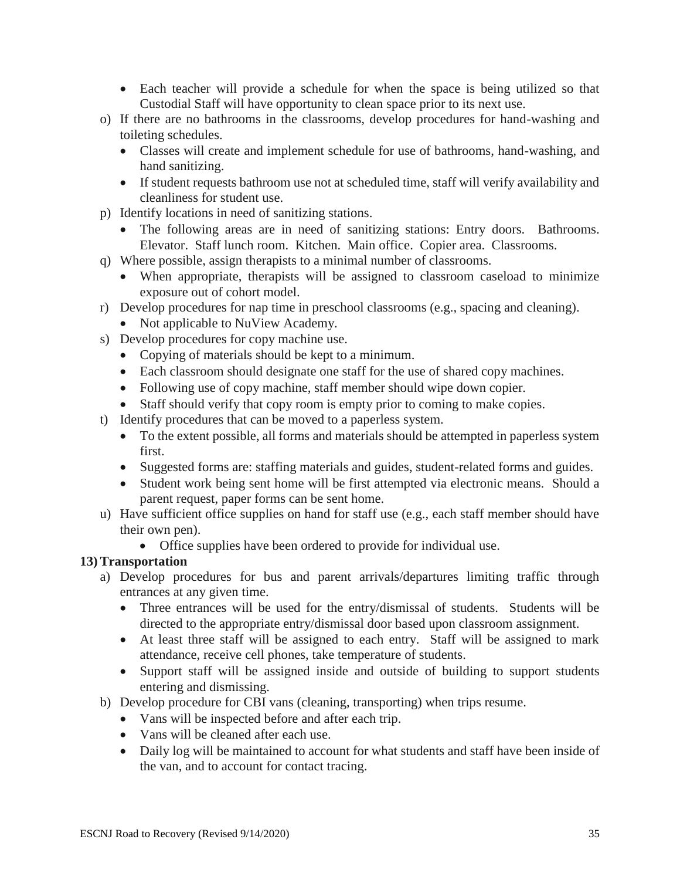- Each teacher will provide a schedule for when the space is being utilized so that Custodial Staff will have opportunity to clean space prior to its next use.

o) If there are no bathrooms in the classrooms, develop procedures for hand-washing and toileting schedules.
   - Classes will create and implement schedule for use of bathrooms, hand-washing, and hand sanitizing.
   - If student requests bathroom use not at scheduled time, staff will verify availability and cleanliness for student use.

p) Identify locations in need of sanitizing stations.
   - The following areas are in need of sanitizing stations: Entry doors. Bathrooms. Elevator. Staff lunch room. Kitchen. Main office. Copier area. Classrooms.

q) Where possible, assign therapists to a minimal number of classrooms.
   - When appropriate, therapists will be assigned to classroom caseload to minimize exposure out of cohort model.

r) Develop procedures for nap time in preschool classrooms (e.g., spacing and cleaning).
   - Not applicable to NuView Academy.

s) Develop procedures for copy machine use.
   - Copying of materials should be kept to a minimum.
   - Each classroom should designate one staff for the use of shared copy machines.
   - Following use of copy machine, staff member should wipe down copier.
   - Staff should verify that copy room is empty prior to coming to make copies.

t) Identify procedures that can be moved to a paperless system.
   - To the extent possible, all forms and materials should be attempted in paperless system first.
   - Suggested forms are: staffing materials and guides, student-related forms and guides.
   - Student work being sent home will be first attempted via electronic means. Should a parent request, paper forms can be sent home.

u) Have sufficient office supplies on hand for staff use (e.g., each staff member should have their own pen).
   - Office supplies have been ordered to provide for individual use.

**13) Transportation**

a) Develop procedures for bus and parent arrivals/departures limiting traffic through entrances at any given time.
   - Three entrances will be used for the entry/dismissal of students. Students will be directed to the appropriate entry/dismissal door based upon classroom assignment.
   - At least three staff will be assigned to each entry. Staff will be assigned to mark attendance, receive cell phones, take temperature of students.
   - Support staff will be assigned inside and outside of building to support students entering and dismissing.

b) Develop procedure for CBI vans (cleaning, transporting) when trips resume.
   - Vans will be inspected before and after each trip.
   - Vans will be cleaned after each use.
   - Daily log will be maintained to account for what students and staff have been inside of the van, and to account for contact tracing.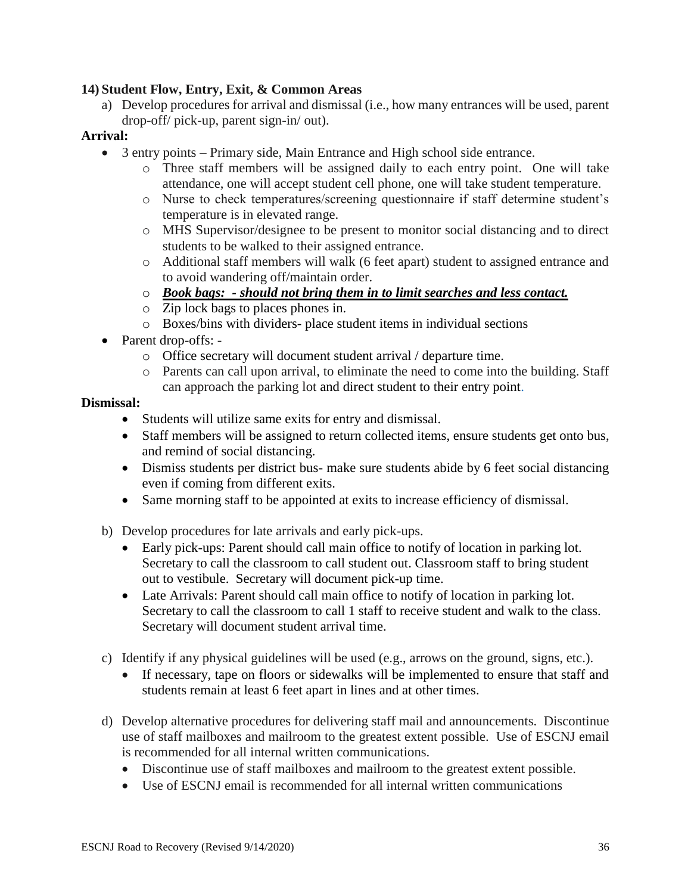**14) Student Flow, Entry, Exit, & Common Areas**

a) Develop procedures for arrival and dismissal (i.e., how many entrances will be used, parent drop-off/ pick-up, parent sign-in/ out).

**Arrival:**

- 3 entry points – Primary side, Main Entrance and High school side entrance.
  - Three staff members will be assigned daily to each entry point. One will take attendance, one will accept student cell phone, one will take student temperature.
  - Nurse to check temperatures/screening questionnaire if staff determine student's temperature is in elevated range.
  - MHS Supervisor/designee to be present to monitor social distancing and to direct students to be walked to their assigned entrance.
  - Additional staff members will walk (6 feet apart) student to assigned entrance and to avoid wandering off/maintain order.
  - ***Book bags: - should not bring them in to limit searches and less contact.***
  - Zip lock bags to places phones in.
  - Boxes/bins with dividers- place student items in individual sections
- Parent drop-offs: -
  - Office secretary will document student arrival / departure time.
  - Parents can call upon arrival, to eliminate the need to come into the building. Staff can approach the parking lot and direct student to their entry point.

**Dismissal:**

- Students will utilize same exits for entry and dismissal.
- Staff members will be assigned to return collected items, ensure students get onto bus, and remind of social distancing.
- Dismiss students per district bus- make sure students abide by 6 feet social distancing even if coming from different exits.
- Same morning staff to be appointed at exits to increase efficiency of dismissal.

b) Develop procedures for late arrivals and early pick-ups.

- Early pick-ups: Parent should call main office to notify of location in parking lot. Secretary to call the classroom to call student out. Classroom staff to bring student out to vestibule. Secretary will document pick-up time.
- Late Arrivals: Parent should call main office to notify of location in parking lot. Secretary to call the classroom to call 1 staff to receive student and walk to the class. Secretary will document student arrival time.

c) Identify if any physical guidelines will be used (e.g., arrows on the ground, signs, etc.).

- If necessary, tape on floors or sidewalks will be implemented to ensure that staff and students remain at least 6 feet apart in lines and at other times.

d) Develop alternative procedures for delivering staff mail and announcements. Discontinue use of staff mailboxes and mailroom to the greatest extent possible. Use of ESCNJ email is recommended for all internal written communications.

- Discontinue use of staff mailboxes and mailroom to the greatest extent possible.
- Use of ESCNJ email is recommended for all internal written communications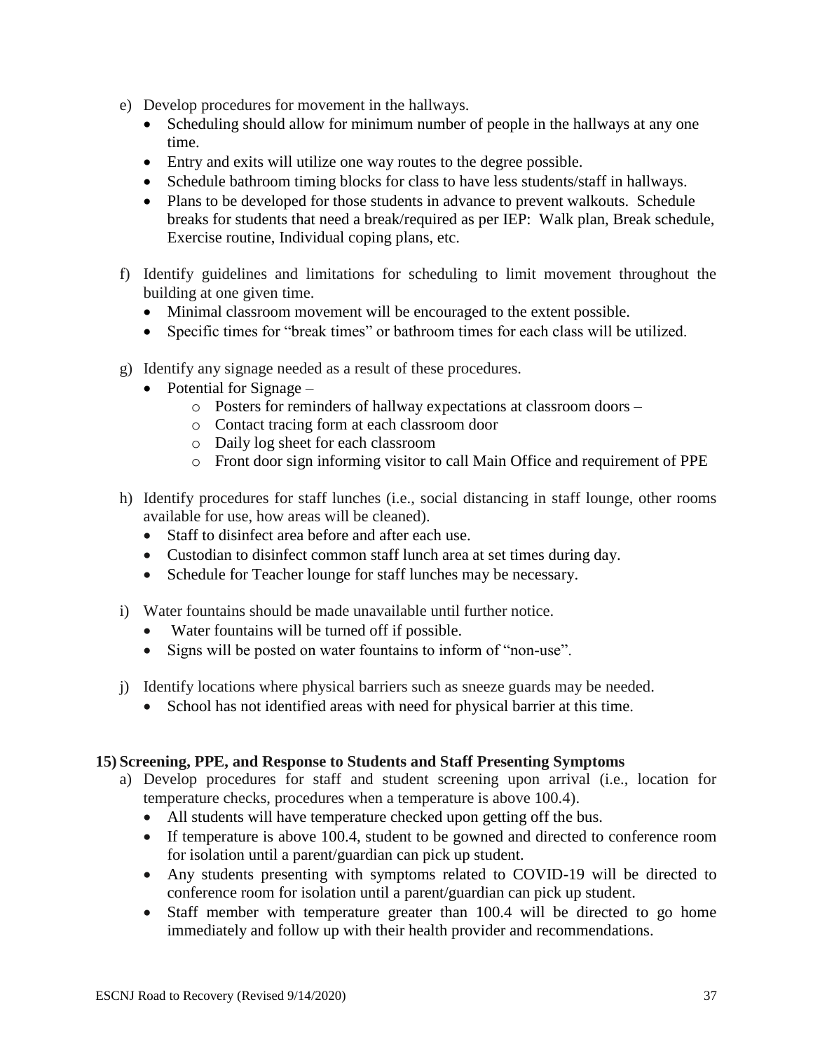e) Develop procedures for movement in the hallways.
   - Scheduling should allow for minimum number of people in the hallways at any one time.
   - Entry and exits will utilize one way routes to the degree possible.
   - Schedule bathroom timing blocks for class to have less students/staff in hallways.
   - Plans to be developed for those students in advance to prevent walkouts. Schedule breaks for students that need a break/required as per IEP: Walk plan, Break schedule, Exercise routine, Individual coping plans, etc.

f) Identify guidelines and limitations for scheduling to limit movement throughout the building at one given time.
   - Minimal classroom movement will be encouraged to the extent possible.
   - Specific times for "break times" or bathroom times for each class will be utilized.

g) Identify any signage needed as a result of these procedures.
   - Potential for Signage –
     - Posters for reminders of hallway expectations at classroom doors –
     - Contact tracing form at each classroom door
     - Daily log sheet for each classroom
     - Front door sign informing visitor to call Main Office and requirement of PPE

h) Identify procedures for staff lunches (i.e., social distancing in staff lounge, other rooms available for use, how areas will be cleaned).
   - Staff to disinfect area before and after each use.
   - Custodian to disinfect common staff lunch area at set times during day.
   - Schedule for Teacher lounge for staff lunches may be necessary.

i) Water fountains should be made unavailable until further notice.
   - Water fountains will be turned off if possible.
   - Signs will be posted on water fountains to inform of "non-use".

j) Identify locations where physical barriers such as sneeze guards may be needed.
   - School has not identified areas with need for physical barrier at this time.

**15) Screening, PPE, and Response to Students and Staff Presenting Symptoms**

a) Develop procedures for staff and student screening upon arrival (i.e., location for temperature checks, procedures when a temperature is above 100.4).
   - All students will have temperature checked upon getting off the bus.
   - If temperature is above 100.4, student to be gowned and directed to conference room for isolation until a parent/guardian can pick up student.
   - Any students presenting with symptoms related to COVID-19 will be directed to conference room for isolation until a parent/guardian can pick up student.
   - Staff member with temperature greater than 100.4 will be directed to go home immediately and follow up with their health provider and recommendations.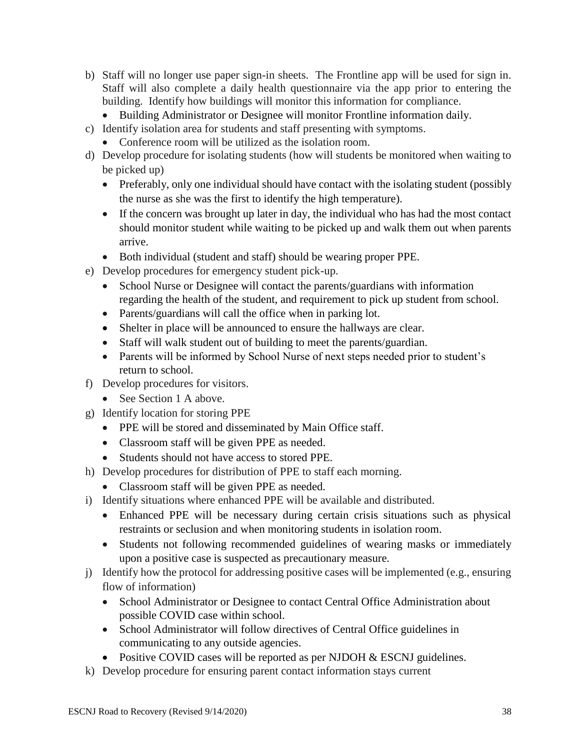b) Staff will no longer use paper sign-in sheets. The Frontline app will be used for sign in. Staff will also complete a daily health questionnaire via the app prior to entering the building. Identify how buildings will monitor this information for compliance.
    - Building Administrator or Designee will monitor Frontline information daily.
c) Identify isolation area for students and staff presenting with symptoms.
    - Conference room will be utilized as the isolation room.
d) Develop procedure for isolating students (how will students be monitored when waiting to be picked up)
    - Preferably, only one individual should have contact with the isolating student (possibly the nurse as she was the first to identify the high temperature).
    - If the concern was brought up later in day, the individual who has had the most contact should monitor student while waiting to be picked up and walk them out when parents arrive.
    - Both individual (student and staff) should be wearing proper PPE.
e) Develop procedures for emergency student pick-up.
    - School Nurse or Designee will contact the parents/guardians with information regarding the health of the student, and requirement to pick up student from school.
    - Parents/guardians will call the office when in parking lot.
    - Shelter in place will be announced to ensure the hallways are clear.
    - Staff will walk student out of building to meet the parents/guardian.
    - Parents will be informed by School Nurse of next steps needed prior to student's return to school.
f) Develop procedures for visitors.
    - See Section 1 A above.
g) Identify location for storing PPE
    - PPE will be stored and disseminated by Main Office staff.
    - Classroom staff will be given PPE as needed.
    - Students should not have access to stored PPE.
h) Develop procedures for distribution of PPE to staff each morning.
    - Classroom staff will be given PPE as needed.
i) Identify situations where enhanced PPE will be available and distributed.
    - Enhanced PPE will be necessary during certain crisis situations such as physical restraints or seclusion and when monitoring students in isolation room.
    - Students not following recommended guidelines of wearing masks or immediately upon a positive case is suspected as precautionary measure.
j) Identify how the protocol for addressing positive cases will be implemented (e.g., ensuring flow of information)
    - School Administrator or Designee to contact Central Office Administration about possible COVID case within school.
    - School Administrator will follow directives of Central Office guidelines in communicating to any outside agencies.
    - Positive COVID cases will be reported as per NJDOH & ESCNJ guidelines.
k) Develop procedure for ensuring parent contact information stays current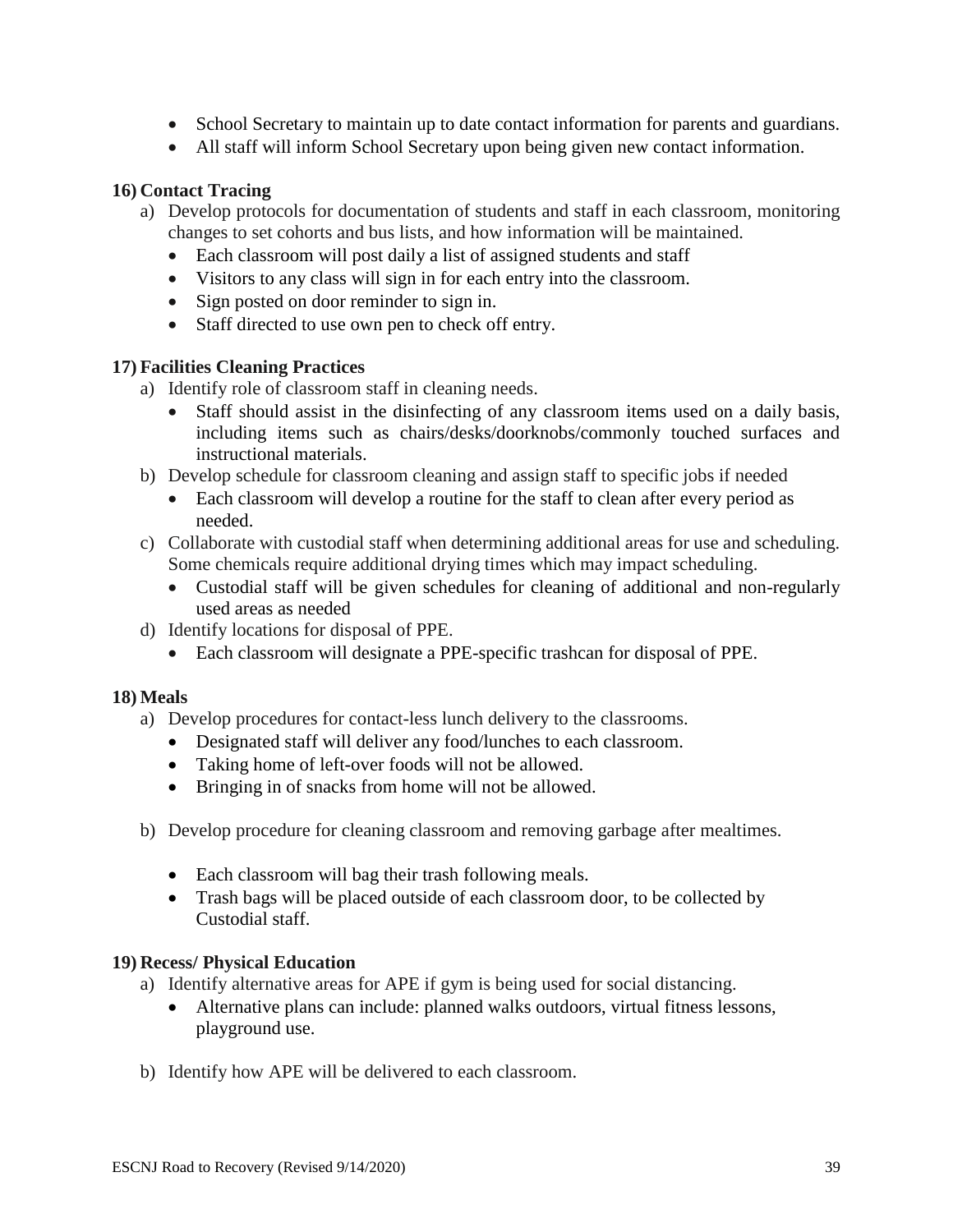- School Secretary to maintain up to date contact information for parents and guardians.
- All staff will inform School Secretary upon being given new contact information.

**16) Contact Tracing**

a) Develop protocols for documentation of students and staff in each classroom, monitoring changes to set cohorts and bus lists, and how information will be maintained.
   - Each classroom will post daily a list of assigned students and staff
   - Visitors to any class will sign in for each entry into the classroom.
   - Sign posted on door reminder to sign in.
   - Staff directed to use own pen to check off entry.

**17) Facilities Cleaning Practices**

a) Identify role of classroom staff in cleaning needs.
   - Staff should assist in the disinfecting of any classroom items used on a daily basis, including items such as chairs/desks/doorknobs/commonly touched surfaces and instructional materials.

b) Develop schedule for classroom cleaning and assign staff to specific jobs if needed
   - Each classroom will develop a routine for the staff to clean after every period as needed.

c) Collaborate with custodial staff when determining additional areas for use and scheduling. Some chemicals require additional drying times which may impact scheduling.
   - Custodial staff will be given schedules for cleaning of additional and non-regularly used areas as needed

d) Identify locations for disposal of PPE.
   - Each classroom will designate a PPE-specific trashcan for disposal of PPE.

**18) Meals**

a) Develop procedures for contact-less lunch delivery to the classrooms.
   - Designated staff will deliver any food/lunches to each classroom.
   - Taking home of left-over foods will not be allowed.
   - Bringing in of snacks from home will not be allowed.

b) Develop procedure for cleaning classroom and removing garbage after mealtimes.
   - Each classroom will bag their trash following meals.
   - Trash bags will be placed outside of each classroom door, to be collected by Custodial staff.

**19) Recess/ Physical Education**

a) Identify alternative areas for APE if gym is being used for social distancing.
   - Alternative plans can include: planned walks outdoors, virtual fitness lessons, playground use.

b) Identify how APE will be delivered to each classroom.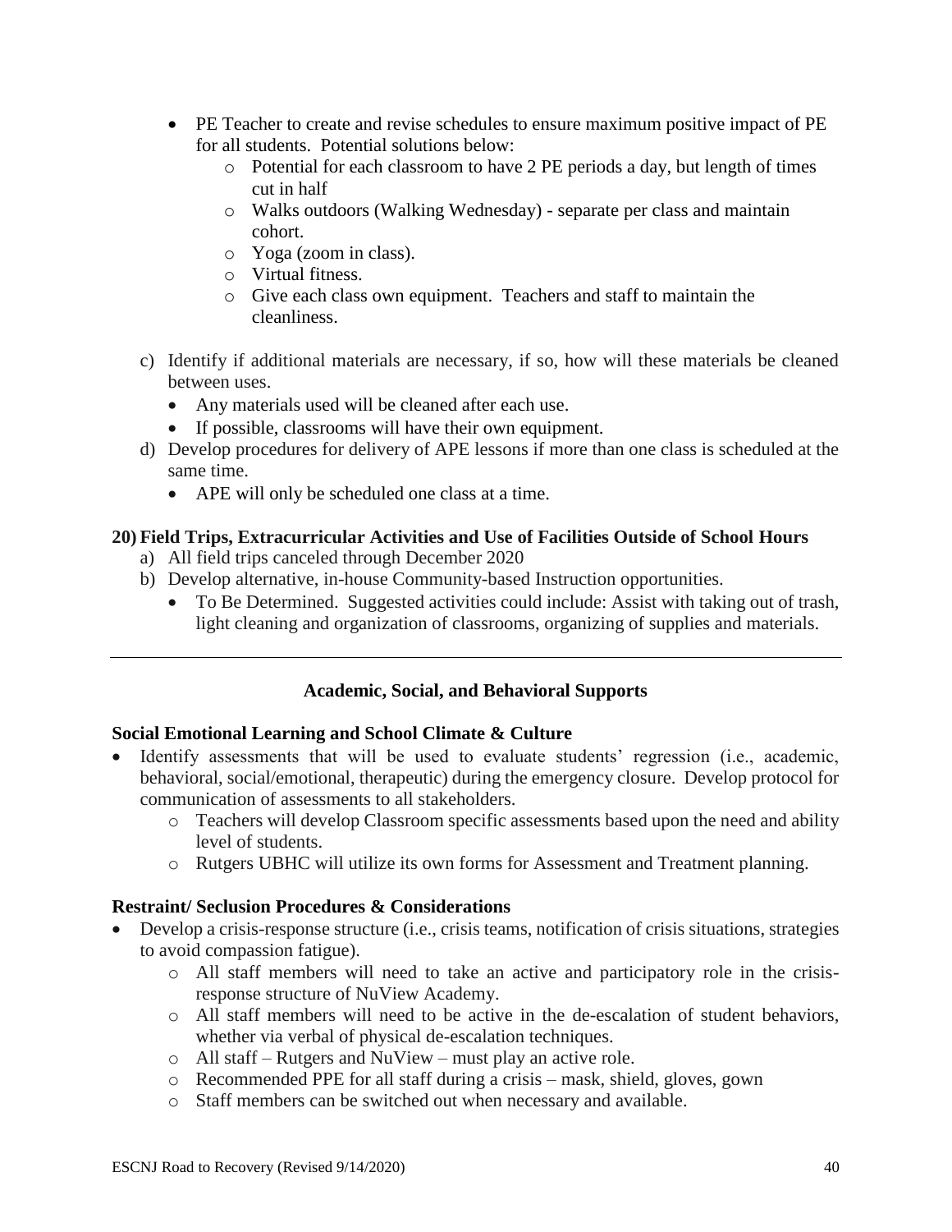- PE Teacher to create and revise schedules to ensure maximum positive impact of PE for all students. Potential solutions below:
  - Potential for each classroom to have 2 PE periods a day, but length of times cut in half
  - Walks outdoors (Walking Wednesday) - separate per class and maintain cohort.
  - Yoga (zoom in class).
  - Virtual fitness.
  - Give each class own equipment. Teachers and staff to maintain the cleanliness.

c) Identify if additional materials are necessary, if so, how will these materials be cleaned between uses.
   - Any materials used will be cleaned after each use.
   - If possible, classrooms will have their own equipment.

d) Develop procedures for delivery of APE lessons if more than one class is scheduled at the same time.
   - APE will only be scheduled one class at a time.

**20) Field Trips, Extracurricular Activities and Use of Facilities Outside of School Hours**

a) All field trips canceled through December 2020

b) Develop alternative, in-house Community-based Instruction opportunities.
   - To Be Determined. Suggested activities could include: Assist with taking out of trash, light cleaning and organization of classrooms, organizing of supplies and materials.

---

## Academic, Social, and Behavioral Supports

### Social Emotional Learning and School Climate & Culture

- Identify assessments that will be used to evaluate students' regression (i.e., academic, behavioral, social/emotional, therapeutic) during the emergency closure. Develop protocol for communication of assessments to all stakeholders.
  - Teachers will develop Classroom specific assessments based upon the need and ability level of students.
  - Rutgers UBHC will utilize its own forms for Assessment and Treatment planning.

### Restraint/ Seclusion Procedures & Considerations

- Develop a crisis-response structure (i.e., crisis teams, notification of crisis situations, strategies to avoid compassion fatigue).
  - All staff members will need to take an active and participatory role in the crisis-response structure of NuView Academy.
  - All staff members will need to be active in the de-escalation of student behaviors, whether via verbal of physical de-escalation techniques.
  - All staff – Rutgers and NuView – must play an active role.
  - Recommended PPE for all staff during a crisis – mask, shield, gloves, gown
  - Staff members can be switched out when necessary and available.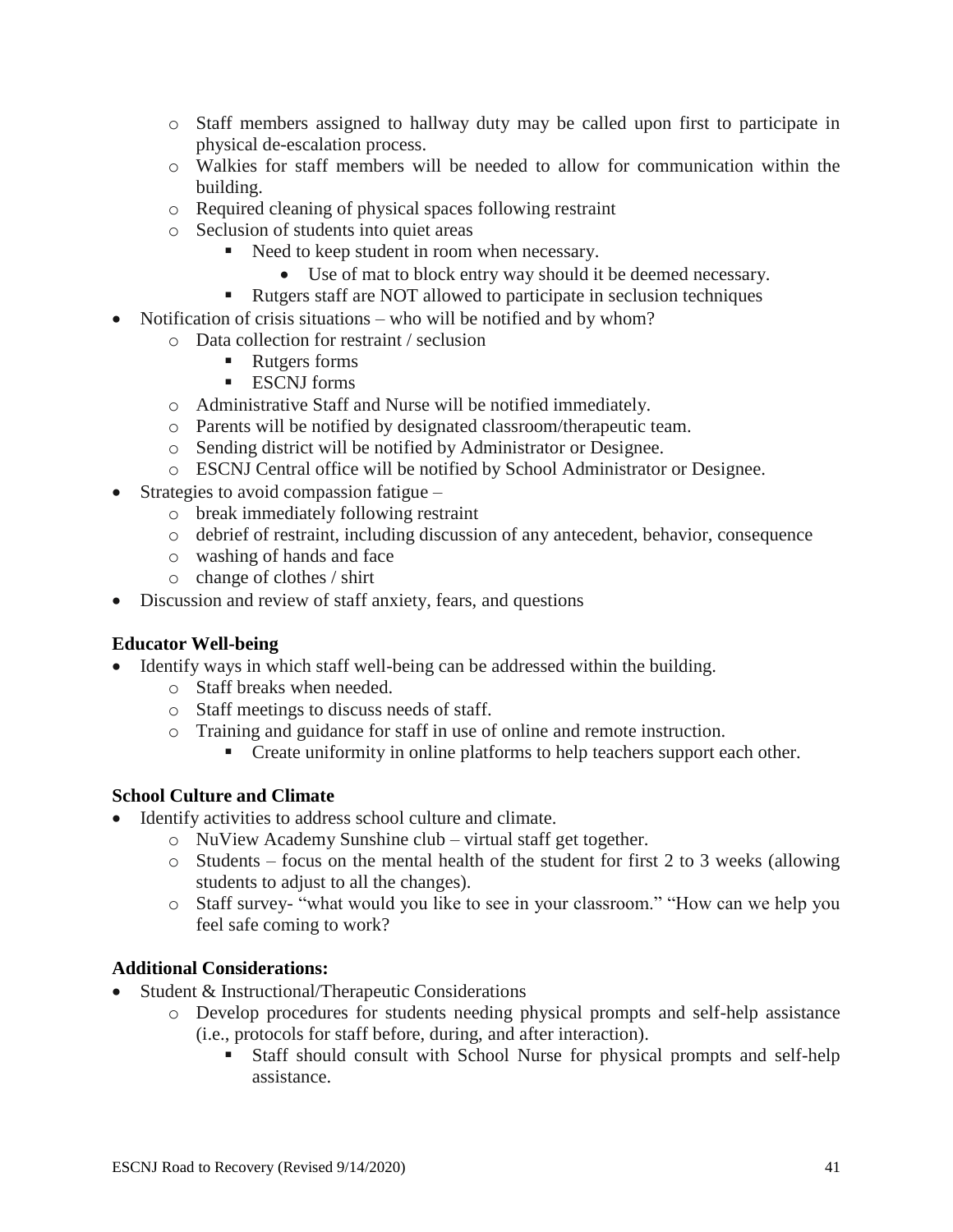- Staff members assigned to hallway duty may be called upon first to participate in physical de-escalation process.
    - Walkies for staff members will be needed to allow for communication within the building.
    - Required cleaning of physical spaces following restraint
    - Seclusion of students into quiet areas
        - Need to keep student in room when necessary.
            - Use of mat to block entry way should it be deemed necessary.
        - Rutgers staff are NOT allowed to participate in seclusion techniques
- Notification of crisis situations – who will be notified and by whom?
    - Data collection for restraint / seclusion
        - Rutgers forms
        - ESCNJ forms
    - Administrative Staff and Nurse will be notified immediately.
    - Parents will be notified by designated classroom/therapeutic team.
    - Sending district will be notified by Administrator or Designee.
    - ESCNJ Central office will be notified by School Administrator or Designee.
- Strategies to avoid compassion fatigue –
    - break immediately following restraint
    - debrief of restraint, including discussion of any antecedent, behavior, consequence
    - washing of hands and face
    - change of clothes / shirt
- Discussion and review of staff anxiety, fears, and questions

**Educator Well-being**

- Identify ways in which staff well-being can be addressed within the building.
    - Staff breaks when needed.
    - Staff meetings to discuss needs of staff.
    - Training and guidance for staff in use of online and remote instruction.
        - Create uniformity in online platforms to help teachers support each other.

**School Culture and Climate**

- Identify activities to address school culture and climate.
    - NuView Academy Sunshine club – virtual staff get together.
    - Students – focus on the mental health of the student for first 2 to 3 weeks (allowing students to adjust to all the changes).
    - Staff survey- "what would you like to see in your classroom." "How can we help you feel safe coming to work?

**Additional Considerations:**

- Student & Instructional/Therapeutic Considerations
    - Develop procedures for students needing physical prompts and self-help assistance (i.e., protocols for staff before, during, and after interaction).
        - Staff should consult with School Nurse for physical prompts and self-help assistance.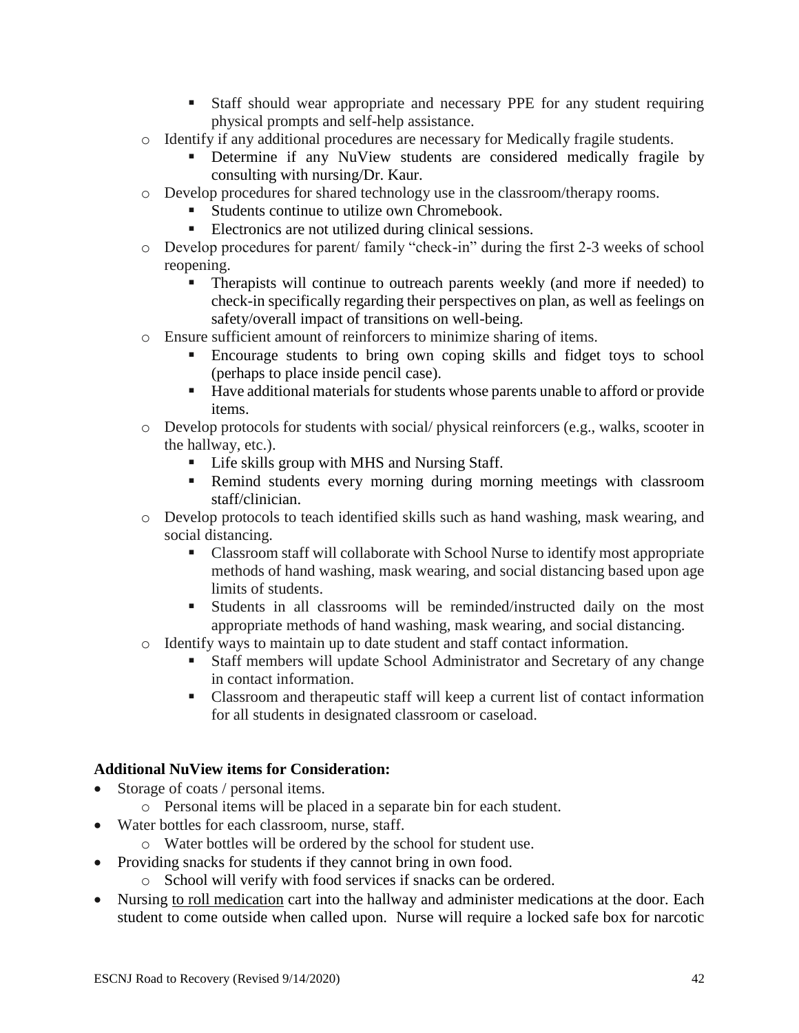- Staff should wear appropriate and necessary PPE for any student requiring physical prompts and self-help assistance.
  - Identify if any additional procedures are necessary for Medically fragile students.
    - Determine if any NuView students are considered medically fragile by consulting with nursing/Dr. Kaur.
  - Develop procedures for shared technology use in the classroom/therapy rooms.
    - Students continue to utilize own Chromebook.
    - Electronics are not utilized during clinical sessions.
  - Develop procedures for parent/ family "check-in" during the first 2-3 weeks of school reopening.
    - Therapists will continue to outreach parents weekly (and more if needed) to check-in specifically regarding their perspectives on plan, as well as feelings on safety/overall impact of transitions on well-being.
  - Ensure sufficient amount of reinforcers to minimize sharing of items.
    - Encourage students to bring own coping skills and fidget toys to school (perhaps to place inside pencil case).
    - Have additional materials for students whose parents unable to afford or provide items.
  - Develop protocols for students with social/ physical reinforcers (e.g., walks, scooter in the hallway, etc.).
    - Life skills group with MHS and Nursing Staff.
    - Remind students every morning during morning meetings with classroom staff/clinician.
  - Develop protocols to teach identified skills such as hand washing, mask wearing, and social distancing.
    - Classroom staff will collaborate with School Nurse to identify most appropriate methods of hand washing, mask wearing, and social distancing based upon age limits of students.
    - Students in all classrooms will be reminded/instructed daily on the most appropriate methods of hand washing, mask wearing, and social distancing.
  - Identify ways to maintain up to date student and staff contact information.
    - Staff members will update School Administrator and Secretary of any change in contact information.
    - Classroom and therapeutic staff will keep a current list of contact information for all students in designated classroom or caseload.

**Additional NuView items for Consideration:**

- Storage of coats / personal items.
  - Personal items will be placed in a separate bin for each student.
- Water bottles for each classroom, nurse, staff.
  - Water bottles will be ordered by the school for student use.
- Providing snacks for students if they cannot bring in own food.
  - School will verify with food services if snacks can be ordered.
- Nursing <u>to roll medication</u> cart into the hallway and administer medications at the door. Each student to come outside when called upon. Nurse will require a locked safe box for narcotic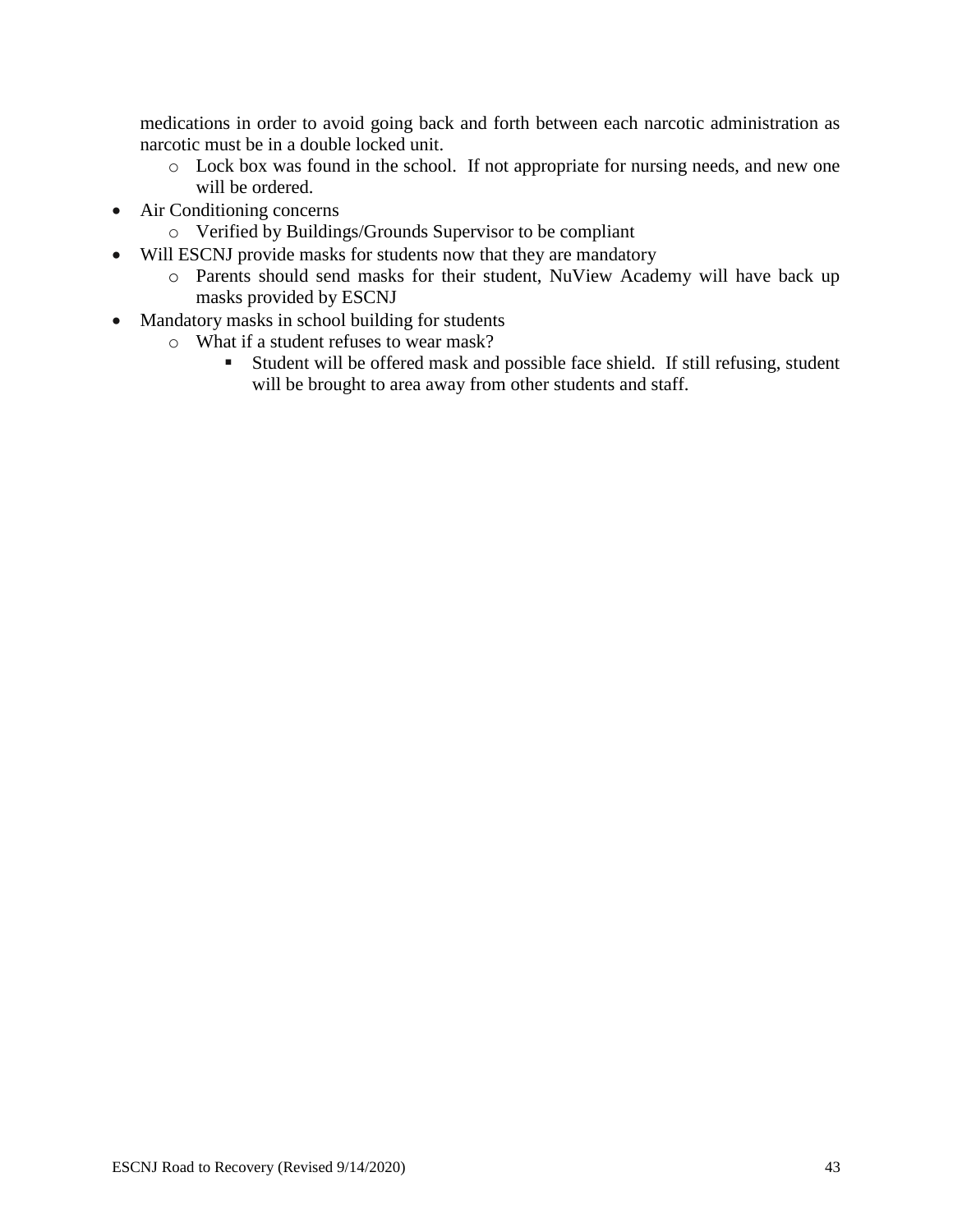medications in order to avoid going back and forth between each narcotic administration as narcotic must be in a double locked unit.

  - Lock box was found in the school. If not appropriate for nursing needs, and new one will be ordered.

- Air Conditioning concerns
  - Verified by Buildings/Grounds Supervisor to be compliant
- Will ESCNJ provide masks for students now that they are mandatory
  - Parents should send masks for their student, NuView Academy will have back up masks provided by ESCNJ
- Mandatory masks in school building for students
  - What if a student refuses to wear mask?
    - Student will be offered mask and possible face shield. If still refusing, student will be brought to area away from other students and staff.